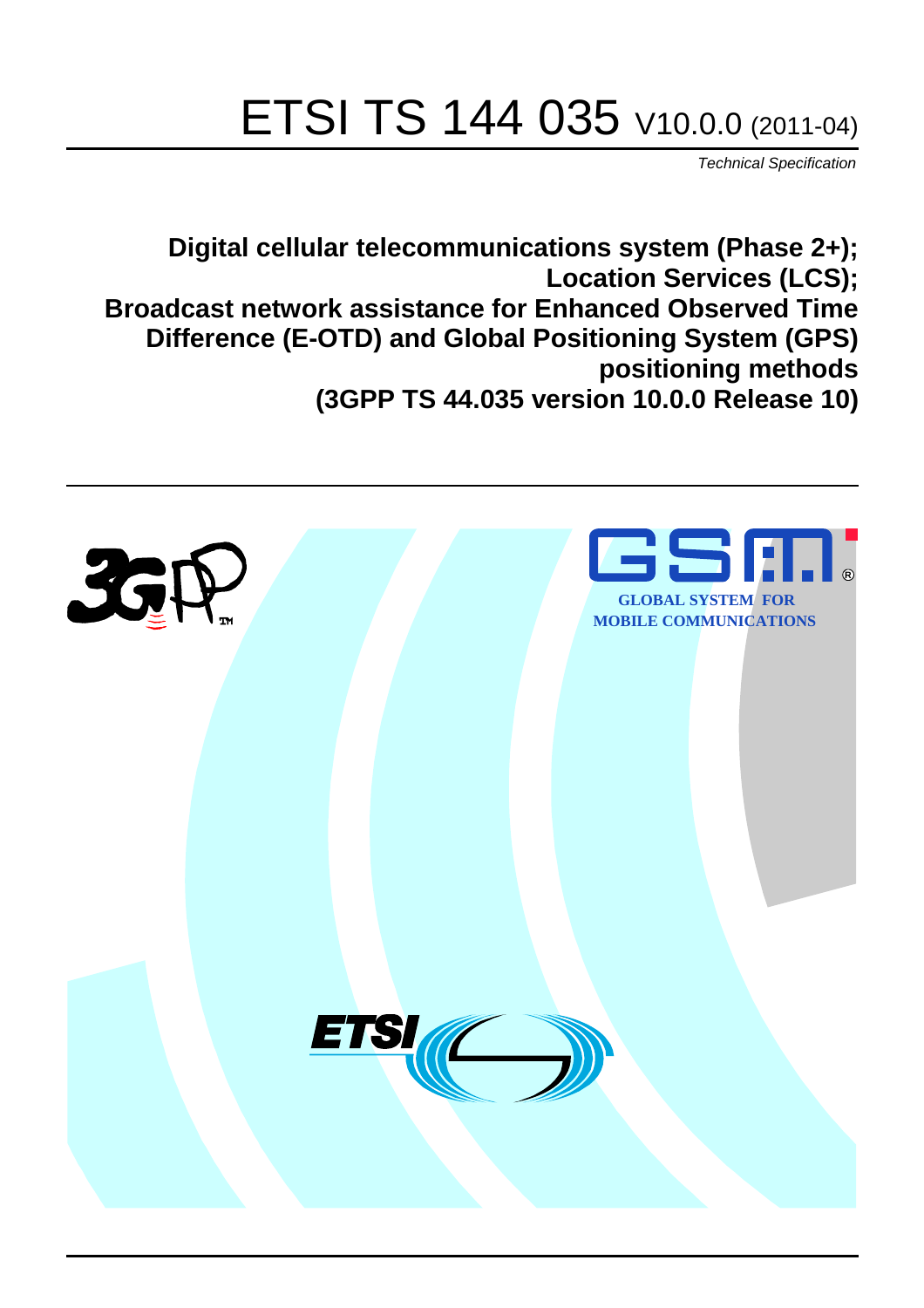# ETSI TS 144 035 V10.0.0 (2011-04)

*Technical Specification*

**Digital cellular telecommunications system (Phase 2+); Location Services (LCS); Broadcast network assistance for Enhanced Observed Time Difference (E-OTD) and Global Positioning System (GPS) positioning methods (3GPP TS 44.035 version 10.0.0 Release 10)**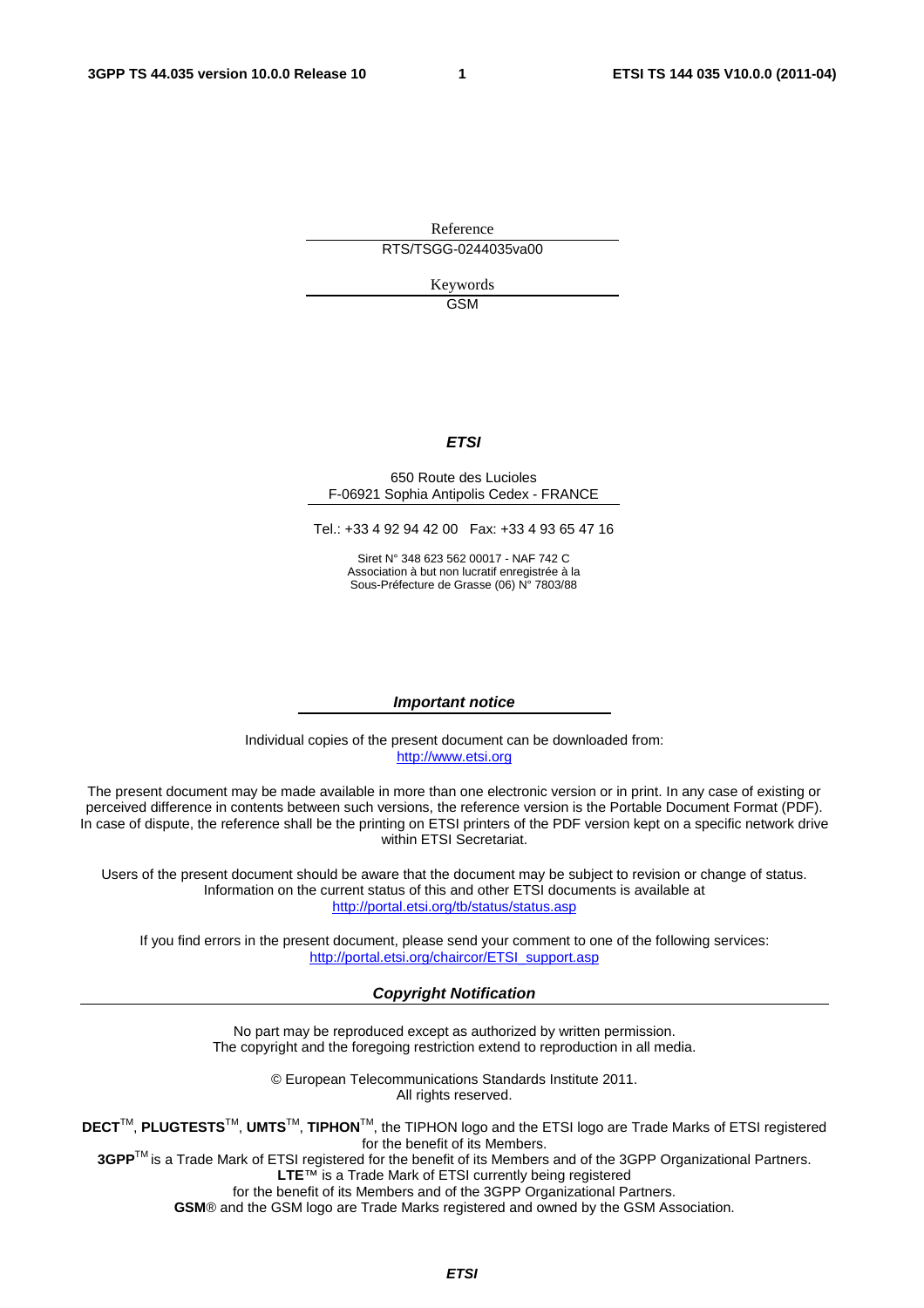Reference

RTS/TSGG-0244035va00

Keywords

GSM

***ETSI***

650 Route des Lucioles
F-06921 Sophia Antipolis Cedex - FRANCE

Tel.: +33 4 92 94 42 00 Fax: +33 4 93 65 47 16

Siret N° 348 623 562 00017 - NAF 742 C
Association à but non lucratif enregistrée à la
Sous-Préfecture de Grasse (06) N° 7803/88

***Important notice***

Individual copies of the present document can be downloaded from:
http://www.etsi.org

The present document may be made available in more than one electronic version or in print. In any case of existing or perceived difference in contents between such versions, the reference version is the Portable Document Format (PDF). In case of dispute, the reference shall be the printing on ETSI printers of the PDF version kept on a specific network drive within ETSI Secretariat.

Users of the present document should be aware that the document may be subject to revision or change of status. Information on the current status of this and other ETSI documents is available at
http://portal.etsi.org/tb/status/status.asp

If you find errors in the present document, please send your comment to one of the following services:
http://portal.etsi.org/chaircor/ETSI_support.asp

***Copyright Notification***

No part may be reproduced except as authorized by written permission.
The copyright and the foregoing restriction extend to reproduction in all media.

© European Telecommunications Standards Institute 2011.
All rights reserved.

**DECT**TM, **PLUGTESTS**TM, **UMTS**TM, **TIPHON**TM, the TIPHON logo and the ETSI logo are Trade Marks of ETSI registered for the benefit of its Members.
**3GPP**TM is a Trade Mark of ETSI registered for the benefit of its Members and of the 3GPP Organizational Partners.
**LTE**™ is a Trade Mark of ETSI currently being registered
for the benefit of its Members and of the 3GPP Organizational Partners.
**GSM**® and the GSM logo are Trade Marks registered and owned by the GSM Association.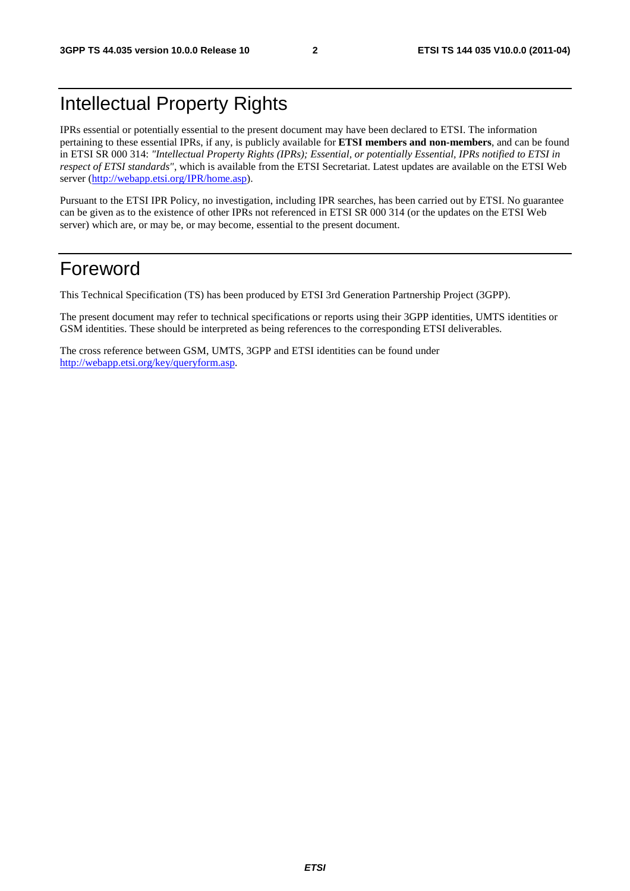# Intellectual Property Rights

IPRs essential or potentially essential to the present document may have been declared to ETSI. The information pertaining to these essential IPRs, if any, is publicly available for **ETSI members and non-members**, and can be found in ETSI SR 000 314: *"Intellectual Property Rights (IPRs); Essential, or potentially Essential, IPRs notified to ETSI in respect of ETSI standards"*, which is available from the ETSI Secretariat. Latest updates are available on the ETSI Web server (http://webapp.etsi.org/IPR/home.asp).

Pursuant to the ETSI IPR Policy, no investigation, including IPR searches, has been carried out by ETSI. No guarantee can be given as to the existence of other IPRs not referenced in ETSI SR 000 314 (or the updates on the ETSI Web server) which are, or may be, or may become, essential to the present document.

# Foreword

This Technical Specification (TS) has been produced by ETSI 3rd Generation Partnership Project (3GPP).

The present document may refer to technical specifications or reports using their 3GPP identities, UMTS identities or GSM identities. These should be interpreted as being references to the corresponding ETSI deliverables.

The cross reference between GSM, UMTS, 3GPP and ETSI identities can be found under http://webapp.etsi.org/key/queryform.asp.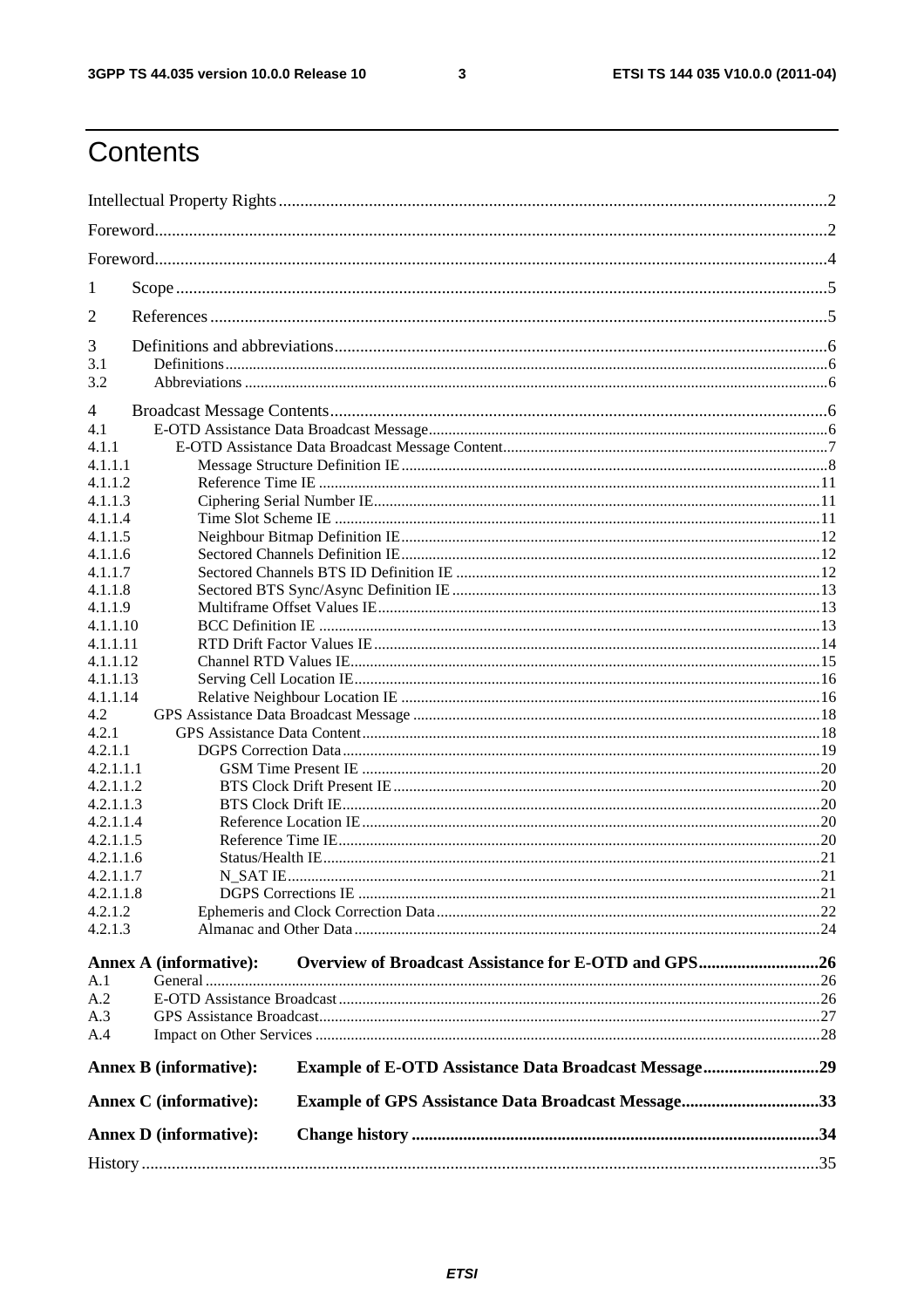# Contents

Intellectual Property Rights ..... 2
Foreword ..... 2
Foreword ..... 4
1 Scope ..... 5
2 References ..... 5
3 Definitions and abbreviations ..... 6
3.1 Definitions ..... 6
3.2 Abbreviations ..... 6
4 Broadcast Message Contents ..... 6
4.1 E-OTD Assistance Data Broadcast Message ..... 6
4.1.1 E-OTD Assistance Data Broadcast Message Content ..... 7
4.1.1.1 Message Structure Definition IE ..... 8
4.1.1.2 Reference Time IE ..... 11
4.1.1.3 Ciphering Serial Number IE ..... 11
4.1.1.4 Time Slot Scheme IE ..... 11
4.1.1.5 Neighbour Bitmap Definition IE ..... 12
4.1.1.6 Sectored Channels Definition IE ..... 12
4.1.1.7 Sectored Channels BTS ID Definition IE ..... 12
4.1.1.8 Sectored BTS Sync/Async Definition IE ..... 13
4.1.1.9 Multiframe Offset Values IE ..... 13
4.1.1.10 BCC Definition IE ..... 13
4.1.1.11 RTD Drift Factor Values IE ..... 14
4.1.1.12 Channel RTD Values IE ..... 15
4.1.1.13 Serving Cell Location IE ..... 16
4.1.1.14 Relative Neighbour Location IE ..... 16
4.2 GPS Assistance Data Broadcast Message ..... 18
4.2.1 GPS Assistance Data Content ..... 18
4.2.1.1 DGPS Correction Data ..... 19
4.2.1.1.1 GSM Time Present IE ..... 20
4.2.1.1.2 BTS Clock Drift Present IE ..... 20
4.2.1.1.3 BTS Clock Drift IE ..... 20
4.2.1.1.4 Reference Location IE ..... 20
4.2.1.1.5 Reference Time IE ..... 20
4.2.1.1.6 Status/Health IE ..... 21
4.2.1.1.7 N_SAT IE ..... 21
4.2.1.1.8 DGPS Corrections IE ..... 21
4.2.1.2 Ephemeris and Clock Correction Data ..... 22
4.2.1.3 Almanac and Other Data ..... 24

**Annex A (informative): Overview of Broadcast Assistance for E-OTD and GPS ..... 26**
A.1 General ..... 26
A.2 E-OTD Assistance Broadcast ..... 26
A.3 GPS Assistance Broadcast ..... 27
A.4 Impact on Other Services ..... 28

**Annex B (informative): Example of E-OTD Assistance Data Broadcast Message ..... 29**

**Annex C (informative): Example of GPS Assistance Data Broadcast Message ..... 33**

**Annex D (informative): Change history ..... 34**

History ..... 35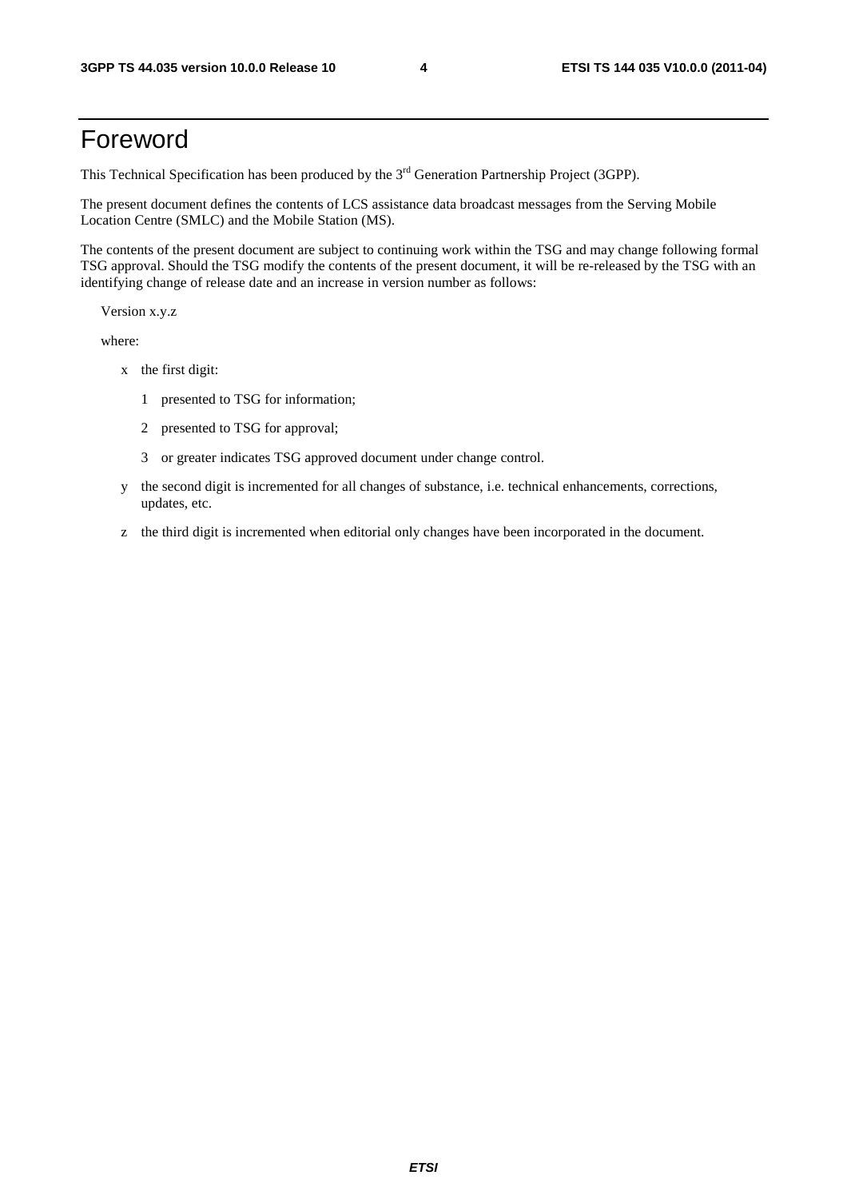# Foreword

This Technical Specification has been produced by the 3rd Generation Partnership Project (3GPP).

The present document defines the contents of LCS assistance data broadcast messages from the Serving Mobile Location Centre (SMLC) and the Mobile Station (MS).

The contents of the present document are subject to continuing work within the TSG and may change following formal TSG approval. Should the TSG modify the contents of the present document, it will be re-released by the TSG with an identifying change of release date and an increase in version number as follows:

Version x.y.z

where:

- x the first digit:
  - 1 presented to TSG for information;
  - 2 presented to TSG for approval;
  - 3 or greater indicates TSG approved document under change control.
- y the second digit is incremented for all changes of substance, i.e. technical enhancements, corrections, updates, etc.
- z the third digit is incremented when editorial only changes have been incorporated in the document.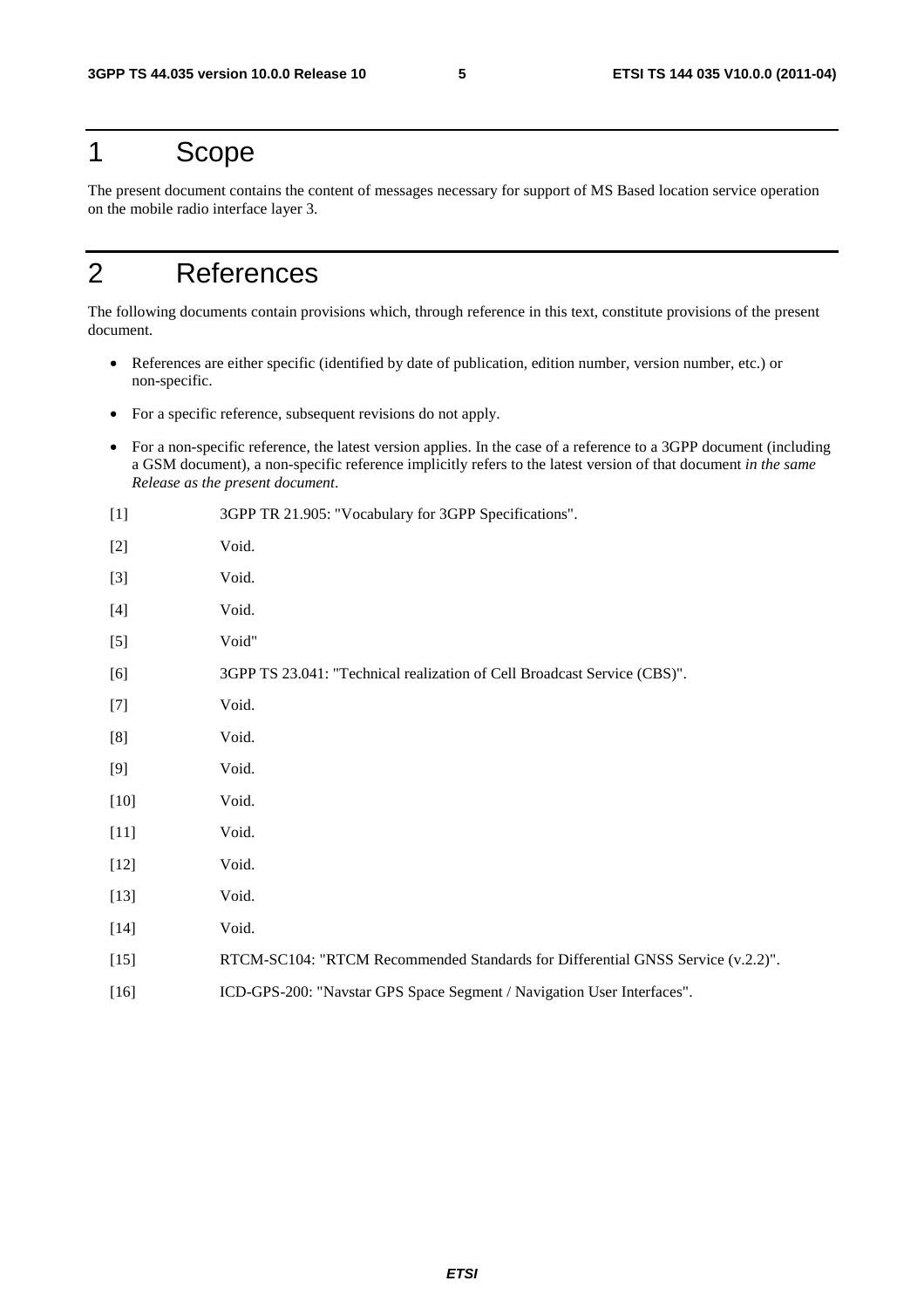# 1 Scope

The present document contains the content of messages necessary for support of MS Based location service operation on the mobile radio interface layer 3.

# 2 References

The following documents contain provisions which, through reference in this text, constitute provisions of the present document.

- References are either specific (identified by date of publication, edition number, version number, etc.) or non-specific.
- For a specific reference, subsequent revisions do not apply.
- For a non-specific reference, the latest version applies. In the case of a reference to a 3GPP document (including a GSM document), a non-specific reference implicitly refers to the latest version of that document *in the same Release as the present document*.

[1] 3GPP TR 21.905: "Vocabulary for 3GPP Specifications".

[2] Void.

[3] Void.

[4] Void.

[5] Void"

[6] 3GPP TS 23.041: "Technical realization of Cell Broadcast Service (CBS)".

[7] Void.

[8] Void.

[9] Void.

[10] Void.

[11] Void.

[12] Void.

[13] Void.

[14] Void.

[15] RTCM-SC104: "RTCM Recommended Standards for Differential GNSS Service (v.2.2)".

[16] ICD-GPS-200: "Navstar GPS Space Segment / Navigation User Interfaces".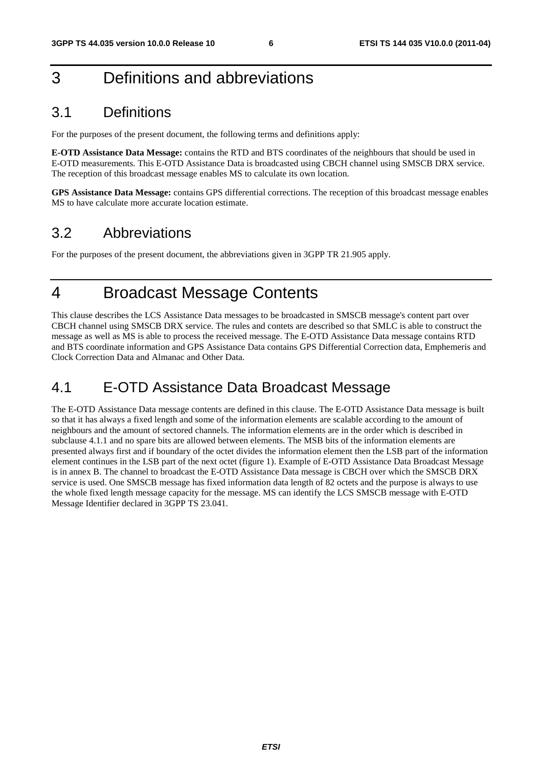# 3 Definitions and abbreviations

## 3.1 Definitions

For the purposes of the present document, the following terms and definitions apply:

**E-OTD Assistance Data Message:** contains the RTD and BTS coordinates of the neighbours that should be used in E-OTD measurements. This E-OTD Assistance Data is broadcasted using CBCH channel using SMSCB DRX service. The reception of this broadcast message enables MS to calculate its own location.

**GPS Assistance Data Message:** contains GPS differential corrections. The reception of this broadcast message enables MS to have calculate more accurate location estimate.

## 3.2 Abbreviations

For the purposes of the present document, the abbreviations given in 3GPP TR 21.905 apply.

# 4 Broadcast Message Contents

This clause describes the LCS Assistance Data messages to be broadcasted in SMSCB message's content part over CBCH channel using SMSCB DRX service. The rules and contets are described so that SMLC is able to construct the message as well as MS is able to process the received message. The E-OTD Assistance Data message contains RTD and BTS coordinate information and GPS Assistance Data contains GPS Differential Correction data, Emphemeris and Clock Correction Data and Almanac and Other Data.

## 4.1 E-OTD Assistance Data Broadcast Message

The E-OTD Assistance Data message contents are defined in this clause. The E-OTD Assistance Data message is built so that it has always a fixed length and some of the information elements are scalable according to the amount of neighbours and the amount of sectored channels. The information elements are in the order which is described in subclause 4.1.1 and no spare bits are allowed between elements. The MSB bits of the information elements are presented always first and if boundary of the octet divides the information element then the LSB part of the information element continues in the LSB part of the next octet (figure 1). Example of E-OTD Assistance Data Broadcast Message is in annex B. The channel to broadcast the E-OTD Assistance Data message is CBCH over which the SMSCB DRX service is used. One SMSCB message has fixed information data length of 82 octets and the purpose is always to use the whole fixed length message capacity for the message. MS can identify the LCS SMSCB message with E-OTD Message Identifier declared in 3GPP TS 23.041.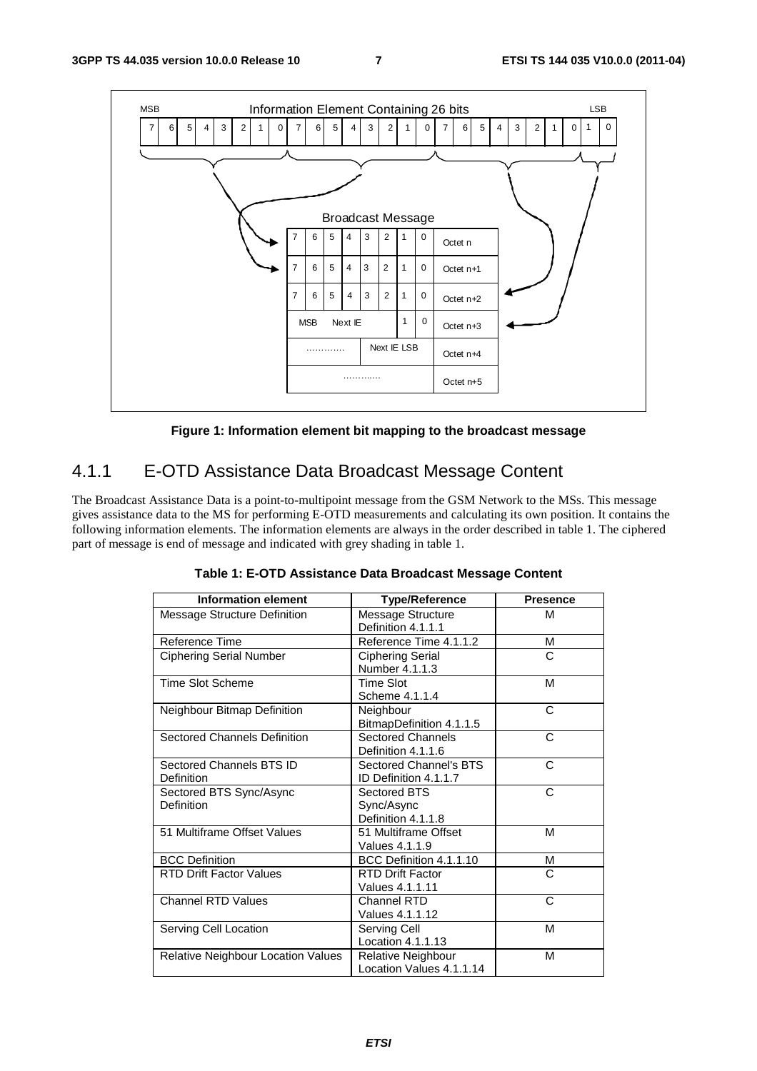**Figure 1: Information element bit mapping to the broadcast message**

## 4.1.1 E-OTD Assistance Data Broadcast Message Content

The Broadcast Assistance Data is a point-to-multipoint message from the GSM Network to the MSs. This message gives assistance data to the MS for performing E-OTD measurements and calculating its own position. It contains the following information elements. The information elements are always in the order described in table 1. The ciphered part of message is end of message and indicated with grey shading in table 1.

**Table 1: E-OTD Assistance Data Broadcast Message Content**

| Information element | Type/Reference | Presence |
|---|---|---|
| Message Structure Definition | Message Structure Definition 4.1.1.1 | M |
| Reference Time | Reference Time 4.1.1.2 | M |
| Ciphering Serial Number | Ciphering Serial Number 4.1.1.3 | C |
| Time Slot Scheme | Time Slot Scheme 4.1.1.4 | M |
| Neighbour Bitmap Definition | Neighbour BitmapDefinition 4.1.1.5 | C |
| Sectored Channels Definition | Sectored Channels Definition 4.1.1.6 | C |
| Sectored Channels BTS ID Definition | Sectored Channel's BTS ID Definition 4.1.1.7 | C |
| Sectored BTS Sync/Async Definition | Sectored BTS Sync/Async Definition 4.1.1.8 | C |
| 51 Multiframe Offset Values | 51 Multiframe Offset Values 4.1.1.9 | M |
| BCC Definition | BCC Definition 4.1.1.10 | M |
| RTD Drift Factor Values | RTD Drift Factor Values 4.1.1.11 | C |
| Channel RTD Values | Channel RTD Values 4.1.1.12 | C |
| Serving Cell Location | Serving Cell Location 4.1.1.13 | M |
| Relative Neighbour Location Values | Relative Neighbour Location Values 4.1.1.14 | M |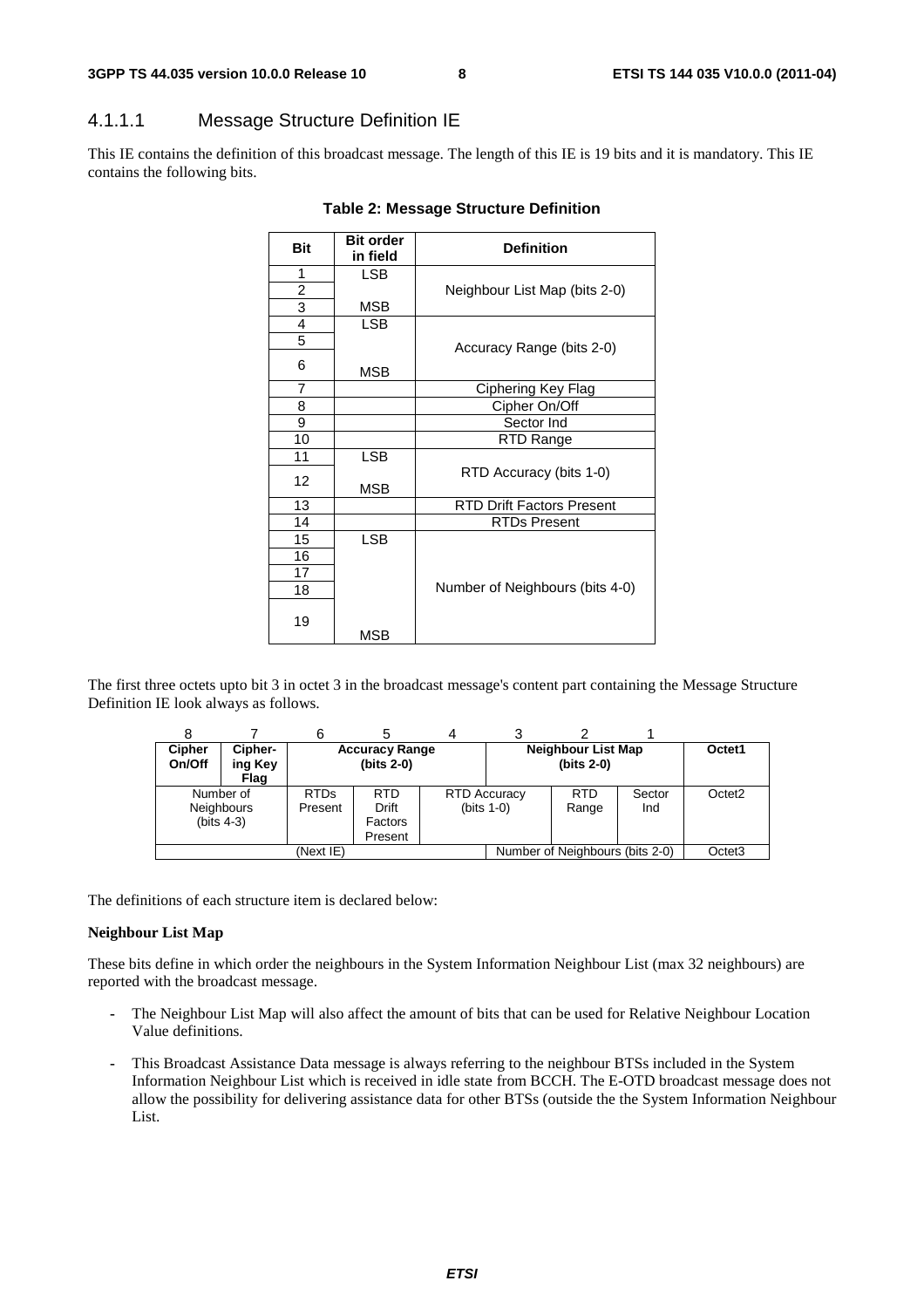#### 4.1.1.1 Message Structure Definition IE

This IE contains the definition of this broadcast message. The length of this IE is 19 bits and it is mandatory. This IE contains the following bits.

**Table 2: Message Structure Definition**

| Bit | Bit order in field | Definition |
|---|---|---|
| 1 | LSB | Neighbour List Map (bits 2-0) |
| 2 | | |
| 3 | MSB | |
| 4 | LSB | Accuracy Range (bits 2-0) |
| 5 | | |
| 6 | MSB | |
| 7 | | Ciphering Key Flag |
| 8 | | Cipher On/Off |
| 9 | | Sector Ind |
| 10 | | RTD Range |
| 11 | LSB | RTD Accuracy (bits 1-0) |
| 12 | MSB | |
| 13 | | RTD Drift Factors Present |
| 14 | | RTDs Present |
| 15 | LSB | Number of Neighbours (bits 4-0) |
| 16 | | |
| 17 | | |
| 18 | | |
| 19 | MSB | |

The first three octets upto bit 3 in octet 3 in the broadcast message's content part containing the Message Structure Definition IE look always as follows.

| 8 | 7 | 6 | 5 | 4 | 3 | 2 | 1 | |
|---|---|---|---|---|---|---|---|---|
| **Cipher On/Off** | **Cipher-ing Key Flag** | **Accuracy Range (bits 2-0)** | | | **Neighbour List Map (bits 2-0)** | | | Octet1 |
| Number of Neighbours (bits 4-3) | | RTDs Present | RTD Drift Factors Present | RTD Accuracy (bits 1-0) | | RTD Range | Sector Ind | Octet2 |
| (Next IE) | | | | | Number of Neighbours (bits 2-0) | | | Octet3 |

The definitions of each structure item is declared below:

**Neighbour List Map**

These bits define in which order the neighbours in the System Information Neighbour List (max 32 neighbours) are reported with the broadcast message.

- The Neighbour List Map will also affect the amount of bits that can be used for Relative Neighbour Location Value definitions.
- This Broadcast Assistance Data message is always referring to the neighbour BTSs included in the System Information Neighbour List which is received in idle state from BCCH. The E-OTD broadcast message does not allow the possibility for delivering assistance data for other BTSs (outside the the System Information Neighbour List.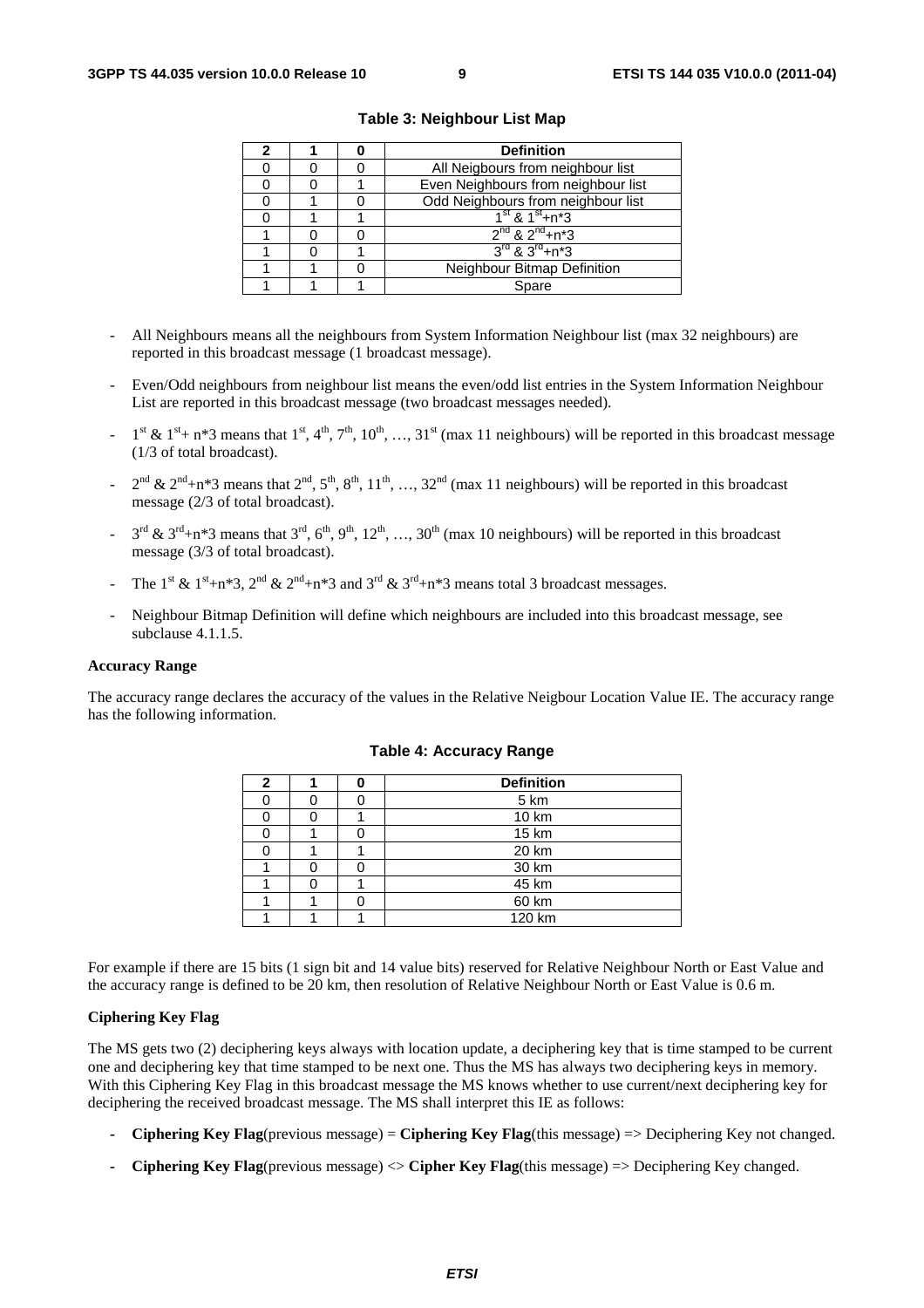**Table 3: Neighbour List Map**

| 2 | 1 | 0 | Definition |
|---|---|---|---|
| 0 | 0 | 0 | All Neigbours from neighbour list |
| 0 | 0 | 1 | Even Neighbours from neighbour list |
| 0 | 1 | 0 | Odd Neighbours from neighbour list |
| 0 | 1 | 1 | $1^{st}$ & $1^{st}$+n*3 |
| 1 | 0 | 0 | $2^{nd}$ & $2^{nd}$+n*3 |
| 1 | 0 | 1 | $3^{rd}$ & $3^{rd}$+n*3 |
| 1 | 1 | 0 | Neighbour Bitmap Definition |
| 1 | 1 | 1 | Spare |

- All Neighbours means all the neighbours from System Information Neighbour list (max 32 neighbours) are reported in this broadcast message (1 broadcast message).
- Even/Odd neighbours from neighbour list means the even/odd list entries in the System Information Neighbour List are reported in this broadcast message (two broadcast messages needed).
- $1^{st}$ & $1^{st}$+ n*3 means that $1^{st}$, $4^{th}$, $7^{th}$, $10^{th}$, …, $31^{st}$ (max 11 neighbours) will be reported in this broadcast message (1/3 of total broadcast).
- $2^{nd}$ & $2^{nd}$+n*3 means that $2^{nd}$, $5^{th}$, $8^{th}$, $11^{th}$, …, $32^{nd}$ (max 11 neighbours) will be reported in this broadcast message (2/3 of total broadcast).
- $3^{rd}$ & $3^{rd}$+n*3 means that $3^{rd}$, $6^{th}$, $9^{th}$, $12^{th}$, …, $30^{th}$ (max 10 neighbours) will be reported in this broadcast message (3/3 of total broadcast).
- The $1^{st}$ & $1^{st}$+n*3, $2^{nd}$ & $2^{nd}$+n*3 and $3^{rd}$ & $3^{rd}$+n*3 means total 3 broadcast messages.
- Neighbour Bitmap Definition will define which neighbours are included into this broadcast message, see subclause 4.1.1.5.

**Accuracy Range**

The accuracy range declares the accuracy of the values in the Relative Neigbour Location Value IE. The accuracy range has the following information.

**Table 4: Accuracy Range**

| 2 | 1 | 0 | Definition |
|---|---|---|---|
| 0 | 0 | 0 | 5 km |
| 0 | 0 | 1 | 10 km |
| 0 | 1 | 0 | 15 km |
| 0 | 1 | 1 | 20 km |
| 1 | 0 | 0 | 30 km |
| 1 | 0 | 1 | 45 km |
| 1 | 1 | 0 | 60 km |
| 1 | 1 | 1 | 120 km |

For example if there are 15 bits (1 sign bit and 14 value bits) reserved for Relative Neighbour North or East Value and the accuracy range is defined to be 20 km, then resolution of Relative Neighbour North or East Value is 0.6 m.

**Ciphering Key Flag**

The MS gets two (2) deciphering keys always with location update, a deciphering key that is time stamped to be current one and deciphering key that time stamped to be next one. Thus the MS has always two deciphering keys in memory. With this Ciphering Key Flag in this broadcast message the MS knows whether to use current/next deciphering key for deciphering the received broadcast message. The MS shall interpret this IE as follows:

- **Ciphering Key Flag**(previous message) = **Ciphering Key Flag**(this message) => Deciphering Key not changed.
- **Ciphering Key Flag**(previous message) <> **Cipher Key Flag**(this message) => Deciphering Key changed.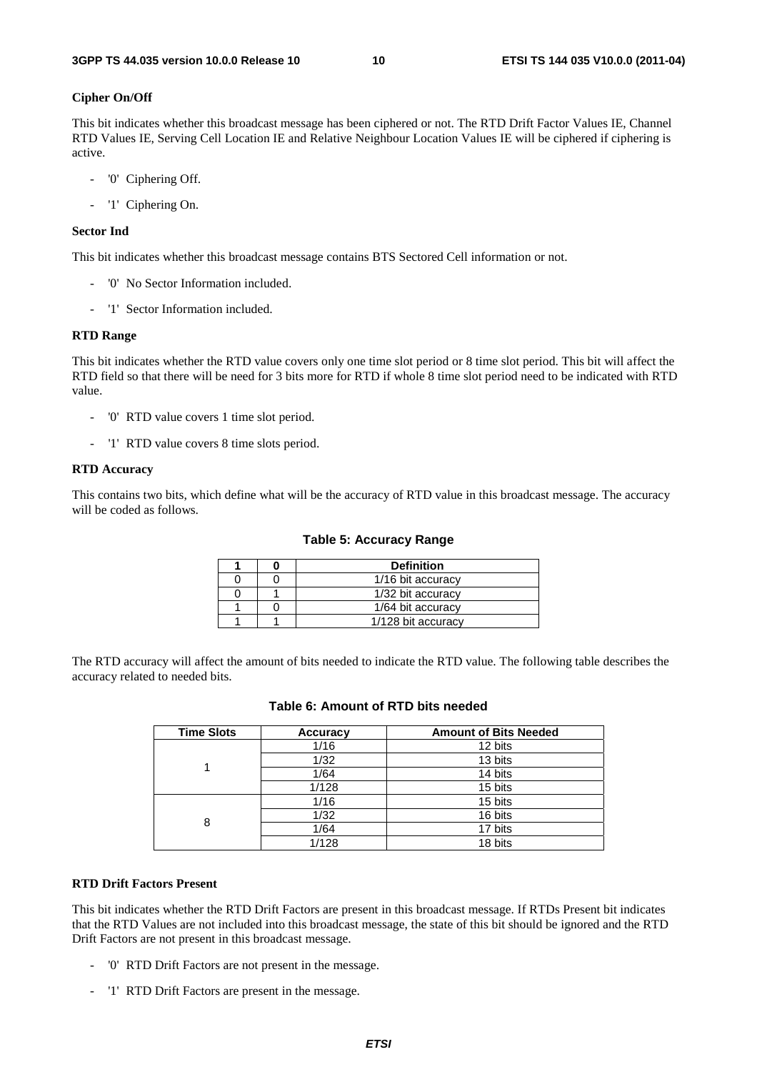**Cipher On/Off**

This bit indicates whether this broadcast message has been ciphered or not. The RTD Drift Factor Values IE, Channel RTD Values IE, Serving Cell Location IE and Relative Neighbour Location Values IE will be ciphered if ciphering is active.

- '0' Ciphering Off.
- '1' Ciphering On.

**Sector Ind**

This bit indicates whether this broadcast message contains BTS Sectored Cell information or not.

- '0' No Sector Information included.
- '1' Sector Information included.

**RTD Range**

This bit indicates whether the RTD value covers only one time slot period or 8 time slot period. This bit will affect the RTD field so that there will be need for 3 bits more for RTD if whole 8 time slot period need to be indicated with RTD value.

- '0' RTD value covers 1 time slot period.
- '1' RTD value covers 8 time slots period.

**RTD Accuracy**

This contains two bits, which define what will be the accuracy of RTD value in this broadcast message. The accuracy will be coded as follows.

**Table 5: Accuracy Range**

| 1 | 0 | Definition |
|---|---|---|
| 0 | 0 | 1/16 bit accuracy |
| 0 | 1 | 1/32 bit accuracy |
| 1 | 0 | 1/64 bit accuracy |
| 1 | 1 | 1/128 bit accuracy |

The RTD accuracy will affect the amount of bits needed to indicate the RTD value. The following table describes the accuracy related to needed bits.

**Table 6: Amount of RTD bits needed**

| Time Slots | Accuracy | Amount of Bits Needed |
|---|---|---|
| 1 | 1/16 | 12 bits |
| | 1/32 | 13 bits |
| | 1/64 | 14 bits |
| | 1/128 | 15 bits |
| 8 | 1/16 | 15 bits |
| | 1/32 | 16 bits |
| | 1/64 | 17 bits |
| | 1/128 | 18 bits |

**RTD Drift Factors Present**

This bit indicates whether the RTD Drift Factors are present in this broadcast message. If RTDs Present bit indicates that the RTD Values are not included into this broadcast message, the state of this bit should be ignored and the RTD Drift Factors are not present in this broadcast message.

- '0' RTD Drift Factors are not present in the message.
- '1' RTD Drift Factors are present in the message.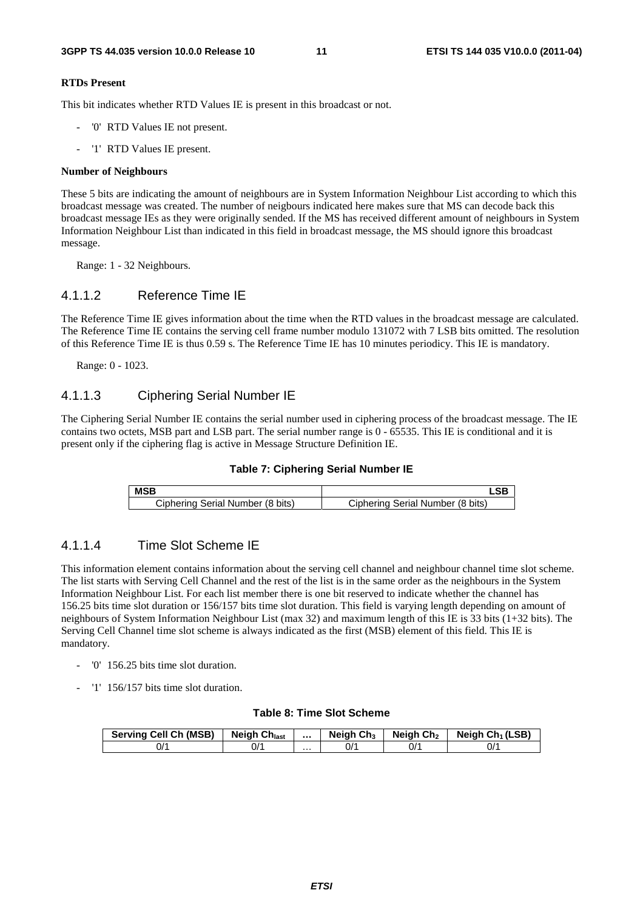**RTDs Present**

This bit indicates whether RTD Values IE is present in this broadcast or not.

- '0' RTD Values IE not present.
- '1' RTD Values IE present.

**Number of Neighbours**

These 5 bits are indicating the amount of neighbours are in System Information Neighbour List according to which this broadcast message was created. The number of neigbours indicated here makes sure that MS can decode back this broadcast message IEs as they were originally sended. If the MS has received different amount of neighbours in System Information Neighbour List than indicated in this field in broadcast message, the MS should ignore this broadcast message.

Range: 1 - 32 Neighbours.

### 4.1.1.2 Reference Time IE

The Reference Time IE gives information about the time when the RTD values in the broadcast message are calculated. The Reference Time IE contains the serving cell frame number modulo 131072 with 7 LSB bits omitted. The resolution of this Reference Time IE is thus 0.59 s. The Reference Time IE has 10 minutes periodicy. This IE is mandatory.

Range: 0 - 1023.

### 4.1.1.3 Ciphering Serial Number IE

The Ciphering Serial Number IE contains the serial number used in ciphering process of the broadcast message. The IE contains two octets, MSB part and LSB part. The serial number range is 0 - 65535. This IE is conditional and it is present only if the ciphering flag is active in Message Structure Definition IE.

**Table 7: Ciphering Serial Number IE**

| MSB | LSB |
|---|---|
| Ciphering Serial Number (8 bits) | Ciphering Serial Number (8 bits) |

### 4.1.1.4 Time Slot Scheme IE

This information element contains information about the serving cell channel and neighbour channel time slot scheme. The list starts with Serving Cell Channel and the rest of the list is in the same order as the neighbours in the System Information Neighbour List. For each list member there is one bit reserved to indicate whether the channel has 156.25 bits time slot duration or 156/157 bits time slot duration. This field is varying length depending on amount of neighbours of System Information Neighbour List (max 32) and maximum length of this IE is 33 bits (1+32 bits). The Serving Cell Channel time slot scheme is always indicated as the first (MSB) element of this field. This IE is mandatory.

- '0' 156.25 bits time slot duration.
- '1' 156/157 bits time slot duration.

**Table 8: Time Slot Scheme**

| Serving Cell Ch (MSB) | Neigh $Ch_{last}$ | … | Neigh $Ch_3$ | Neigh $Ch_2$ | Neigh $Ch_1$ (LSB) |
|---|---|---|---|---|---|
| 0/1 | 0/1 | … | 0/1 | 0/1 | 0/1 |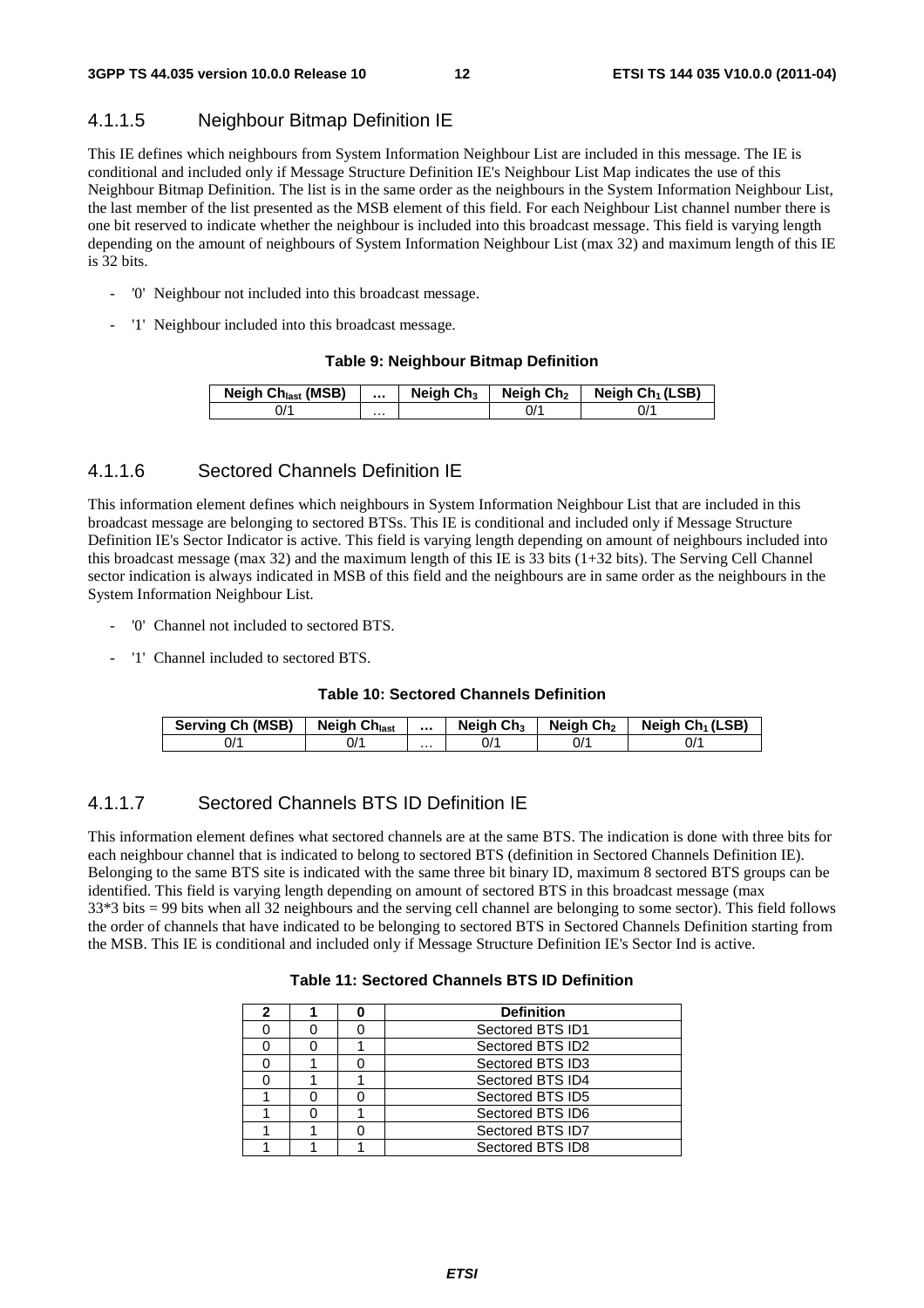### 4.1.1.5 Neighbour Bitmap Definition IE

This IE defines which neighbours from System Information Neighbour List are included in this message. The IE is conditional and included only if Message Structure Definition IE's Neighbour List Map indicates the use of this Neighbour Bitmap Definition. The list is in the same order as the neighbours in the System Information Neighbour List, the last member of the list presented as the MSB element of this field. For each Neighbour List channel number there is one bit reserved to indicate whether the neighbour is included into this broadcast message. This field is varying length depending on the amount of neighbours of System Information Neighbour List (max 32) and maximum length of this IE is 32 bits.

- '0' Neighbour not included into this broadcast message.
- '1' Neighbour included into this broadcast message.

**Table 9: Neighbour Bitmap Definition**

| Neigh $Ch_{last}$ (MSB) | … | Neigh $Ch_3$ | Neigh $Ch_2$ | Neigh $Ch_1$ (LSB) |
|---|---|---|---|---|
| 0/1 | … | | 0/1 | 0/1 |

### 4.1.1.6 Sectored Channels Definition IE

This information element defines which neighbours in System Information Neighbour List that are included in this broadcast message are belonging to sectored BTSs. This IE is conditional and included only if Message Structure Definition IE's Sector Indicator is active. This field is varying length depending on amount of neighbours included into this broadcast message (max 32) and the maximum length of this IE is 33 bits (1+32 bits). The Serving Cell Channel sector indication is always indicated in MSB of this field and the neighbours are in same order as the neighbours in the System Information Neighbour List.

- '0' Channel not included to sectored BTS.
- '1' Channel included to sectored BTS.

**Table 10: Sectored Channels Definition**

| Serving Ch (MSB) | Neigh $Ch_{last}$ | … | Neigh $Ch_3$ | Neigh $Ch_2$ | Neigh $Ch_1$ (LSB) |
|---|---|---|---|---|---|
| 0/1 | 0/1 | … | 0/1 | 0/1 | 0/1 |

### 4.1.1.7 Sectored Channels BTS ID Definition IE

This information element defines what sectored channels are at the same BTS. The indication is done with three bits for each neighbour channel that is indicated to belong to sectored BTS (definition in Sectored Channels Definition IE). Belonging to the same BTS site is indicated with the same three bit binary ID, maximum 8 sectored BTS groups can be identified. This field is varying length depending on amount of sectored BTS in this broadcast message (max 33*3 bits = 99 bits when all 32 neighbours and the serving cell channel are belonging to some sector). This field follows the order of channels that have indicated to be belonging to sectored BTS in Sectored Channels Definition starting from the MSB. This IE is conditional and included only if Message Structure Definition IE's Sector Ind is active.

**Table 11: Sectored Channels BTS ID Definition**

| 2 | 1 | 0 | Definition |
|---|---|---|---|
| 0 | 0 | 0 | Sectored BTS ID1 |
| 0 | 0 | 1 | Sectored BTS ID2 |
| 0 | 1 | 0 | Sectored BTS ID3 |
| 0 | 1 | 1 | Sectored BTS ID4 |
| 1 | 0 | 0 | Sectored BTS ID5 |
| 1 | 0 | 1 | Sectored BTS ID6 |
| 1 | 1 | 0 | Sectored BTS ID7 |
| 1 | 1 | 1 | Sectored BTS ID8 |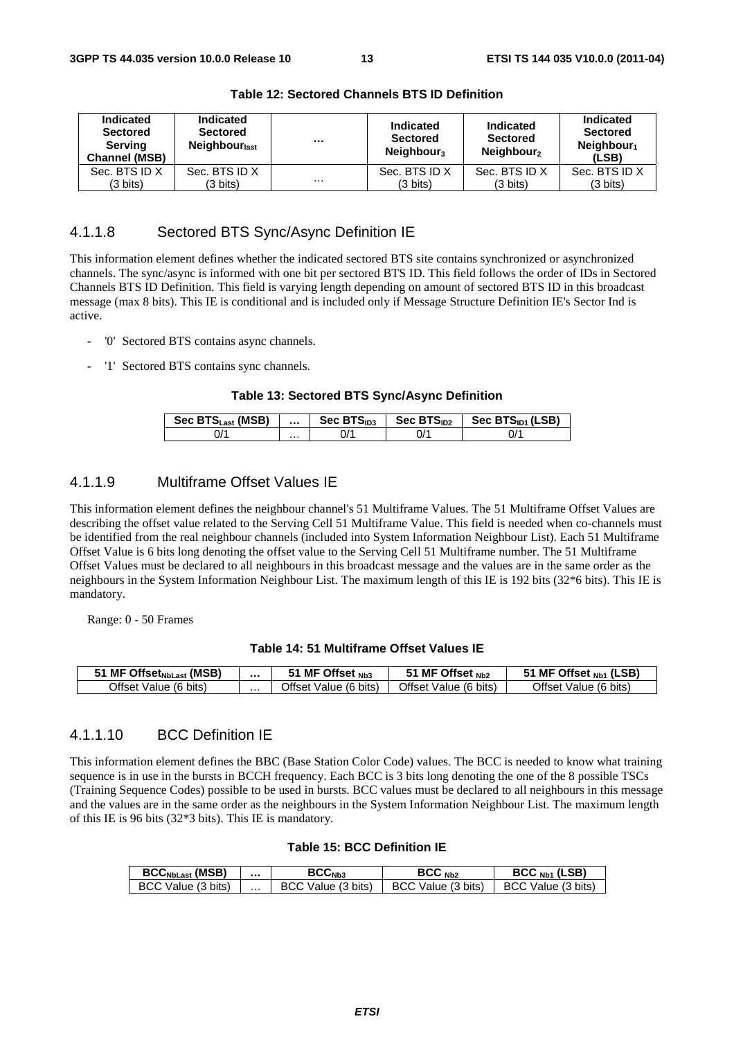**Table 12: Sectored Channels BTS ID Definition**

| Indicated Sectored Serving Channel (MSB) | Indicated Sectored $Neighbour_{last}$ | ... | Indicated Sectored $Neighbour_3$ | Indicated Sectored $Neighbour_2$ | Indicated Sectored $Neighbour_1$ (LSB) |
|---|---|---|---|---|---|
| Sec. BTS ID X (3 bits) | Sec. BTS ID X (3 bits) | ... | Sec. BTS ID X (3 bits) | Sec. BTS ID X (3 bits) | Sec. BTS ID X (3 bits) |

### 4.1.1.8 Sectored BTS Sync/Async Definition IE

This information element defines whether the indicated sectored BTS site contains synchronized or asynchronized channels. The sync/async is informed with one bit per sectored BTS ID. This field follows the order of IDs in Sectored Channels BTS ID Definition. This field is varying length depending on amount of sectored BTS ID in this broadcast message (max 8 bits). This IE is conditional and is included only if Message Structure Definition IE's Sector Ind is active.

- '0' Sectored BTS contains async channels.
- '1' Sectored BTS contains sync channels.

**Table 13: Sectored BTS Sync/Async Definition**

| Sec $BTS_{Last}$ (MSB) | ... | Sec $BTS_{ID3}$ | Sec $BTS_{ID2}$ | Sec $BTS_{ID1}$ (LSB) |
|---|---|---|---|---|
| 0/1 | ... | 0/1 | 0/1 | 0/1 |

### 4.1.1.9 Multiframe Offset Values IE

This information element defines the neighbour channel's 51 Multiframe Values. The 51 Multiframe Offset Values are describing the offset value related to the Serving Cell 51 Multiframe Value. This field is needed when co-channels must be identified from the real neighbour channels (included into System Information Neighbour List). Each 51 Multiframe Offset Value is 6 bits long denoting the offset value to the Serving Cell 51 Multiframe number. The 51 Multiframe Offset Values must be declared to all neighbours in this broadcast message and the values are in the same order as the neighbours in the System Information Neighbour List. The maximum length of this IE is 192 bits (32*6 bits). This IE is mandatory.

Range: 0 - 50 Frames

**Table 14: 51 Multiframe Offset Values IE**

| 51 MF $Offset_{NbLast}$ (MSB) | ... | 51 MF Offset $_{Nb3}$ | 51 MF Offset $_{Nb2}$ | 51 MF Offset $_{Nb1}$ (LSB) |
|---|---|---|---|---|
| Offset Value (6 bits) | ... | Offset Value (6 bits) | Offset Value (6 bits) | Offset Value (6 bits) |

### 4.1.1.10 BCC Definition IE

This information element defines the BBC (Base Station Color Code) values. The BCC is needed to know what training sequence is in use in the bursts in BCCH frequency. Each BCC is 3 bits long denoting the one of the 8 possible TSCs (Training Sequence Codes) possible to be used in bursts. BCC values must be declared to all neighbours in this message and the values are in the same order as the neighbours in the System Information Neighbour List. The maximum length of this IE is 96 bits (32*3 bits). This IE is mandatory.

**Table 15: BCC Definition IE**

| $BCC_{NbLast}$ (MSB) | ... | $BCC_{Nb3}$ | BCC $_{Nb2}$ | BCC $_{Nb1}$ (LSB) |
|---|---|---|---|---|
| BCC Value (3 bits) | ... | BCC Value (3 bits) | BCC Value (3 bits) | BCC Value (3 bits) |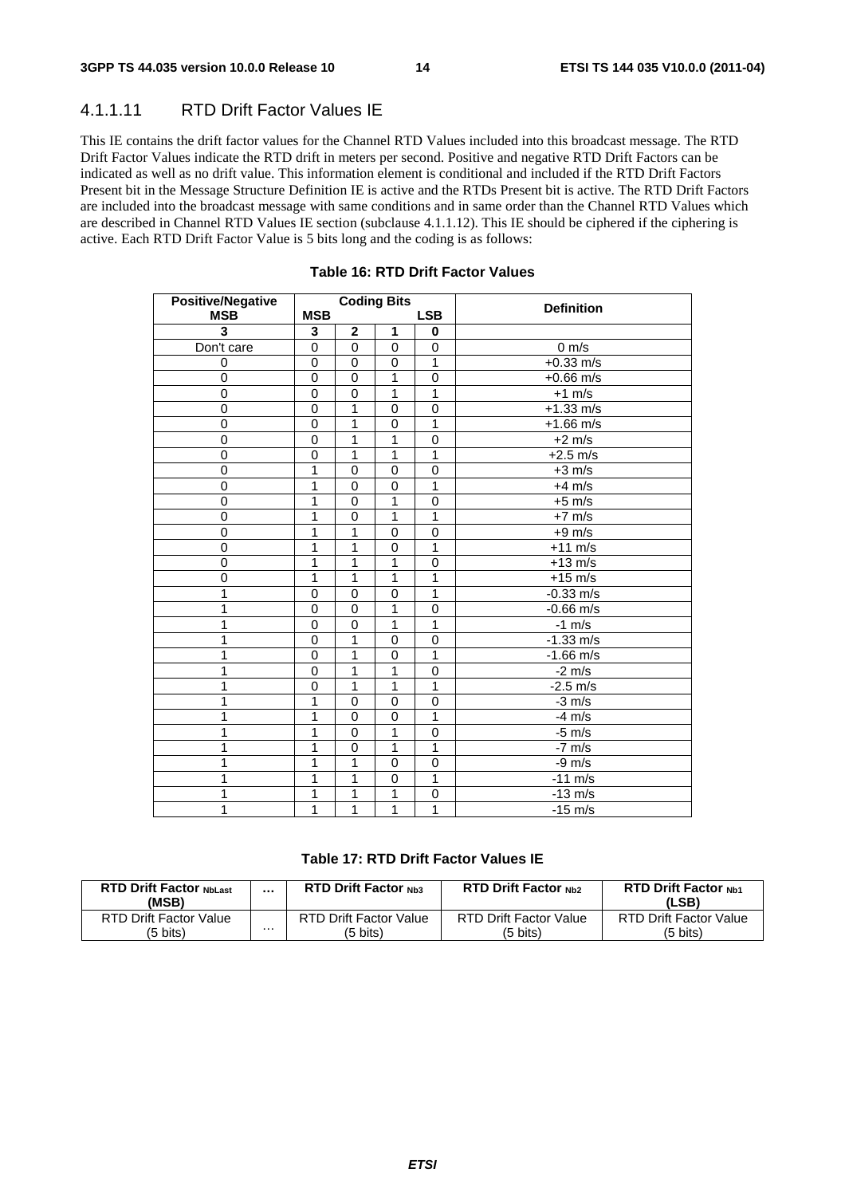### 4.1.1.11 RTD Drift Factor Values IE

This IE contains the drift factor values for the Channel RTD Values included into this broadcast message. The RTD Drift Factor Values indicate the RTD drift in meters per second. Positive and negative RTD Drift Factors can be indicated as well as no drift value. This information element is conditional and included if the RTD Drift Factors Present bit in the Message Structure Definition IE is active and the RTDs Present bit is active. The RTD Drift Factors are included into the broadcast message with same conditions and in same order than the Channel RTD Values which are described in Channel RTD Values IE section (subclause 4.1.1.12). This IE should be ciphered if the ciphering is active. Each RTD Drift Factor Value is 5 bits long and the coding is as follows:

**Table 16: RTD Drift Factor Values**

| Positive/Negative MSB | Coding Bits MSB | | | LSB | Definition |
|---|---|---|---|---|---|
| 3 | 3 | 2 | 1 | 0 | |
| Don't care | 0 | 0 | 0 | 0 | 0 m/s |
| 0 | 0 | 0 | 0 | 1 | +0.33 m/s |
| 0 | 0 | 0 | 1 | 0 | +0.66 m/s |
| 0 | 0 | 0 | 1 | 1 | +1 m/s |
| 0 | 0 | 1 | 0 | 0 | +1.33 m/s |
| 0 | 0 | 1 | 0 | 1 | +1.66 m/s |
| 0 | 0 | 1 | 1 | 0 | +2 m/s |
| 0 | 0 | 1 | 1 | 1 | +2.5 m/s |
| 0 | 1 | 0 | 0 | 0 | +3 m/s |
| 0 | 1 | 0 | 0 | 1 | +4 m/s |
| 0 | 1 | 0 | 1 | 0 | +5 m/s |
| 0 | 1 | 0 | 1 | 1 | +7 m/s |
| 0 | 1 | 1 | 0 | 0 | +9 m/s |
| 0 | 1 | 1 | 0 | 1 | +11 m/s |
| 0 | 1 | 1 | 1 | 0 | +13 m/s |
| 0 | 1 | 1 | 1 | 1 | +15 m/s |
| 1 | 0 | 0 | 0 | 1 | -0.33 m/s |
| 1 | 0 | 0 | 1 | 0 | -0.66 m/s |
| 1 | 0 | 0 | 1 | 1 | -1 m/s |
| 1 | 0 | 1 | 0 | 0 | -1.33 m/s |
| 1 | 0 | 1 | 0 | 1 | -1.66 m/s |
| 1 | 0 | 1 | 1 | 0 | -2 m/s |
| 1 | 0 | 1 | 1 | 1 | -2.5 m/s |
| 1 | 1 | 0 | 0 | 0 | -3 m/s |
| 1 | 1 | 0 | 0 | 1 | -4 m/s |
| 1 | 1 | 0 | 1 | 0 | -5 m/s |
| 1 | 1 | 0 | 1 | 1 | -7 m/s |
| 1 | 1 | 1 | 0 | 0 | -9 m/s |
| 1 | 1 | 1 | 0 | 1 | -11 m/s |
| 1 | 1 | 1 | 1 | 0 | -13 m/s |
| 1 | 1 | 1 | 1 | 1 | -15 m/s |

**Table 17: RTD Drift Factor Values IE**

| RTD Drift Factor $_{NbLast}$ (MSB) | ... | RTD Drift Factor $_{Nb3}$ | RTD Drift Factor $_{Nb2}$ | RTD Drift Factor $_{Nb1}$ (LSB) |
|---|---|---|---|---|
| RTD Drift Factor Value (5 bits) | ... | RTD Drift Factor Value (5 bits) | RTD Drift Factor Value (5 bits) | RTD Drift Factor Value (5 bits) |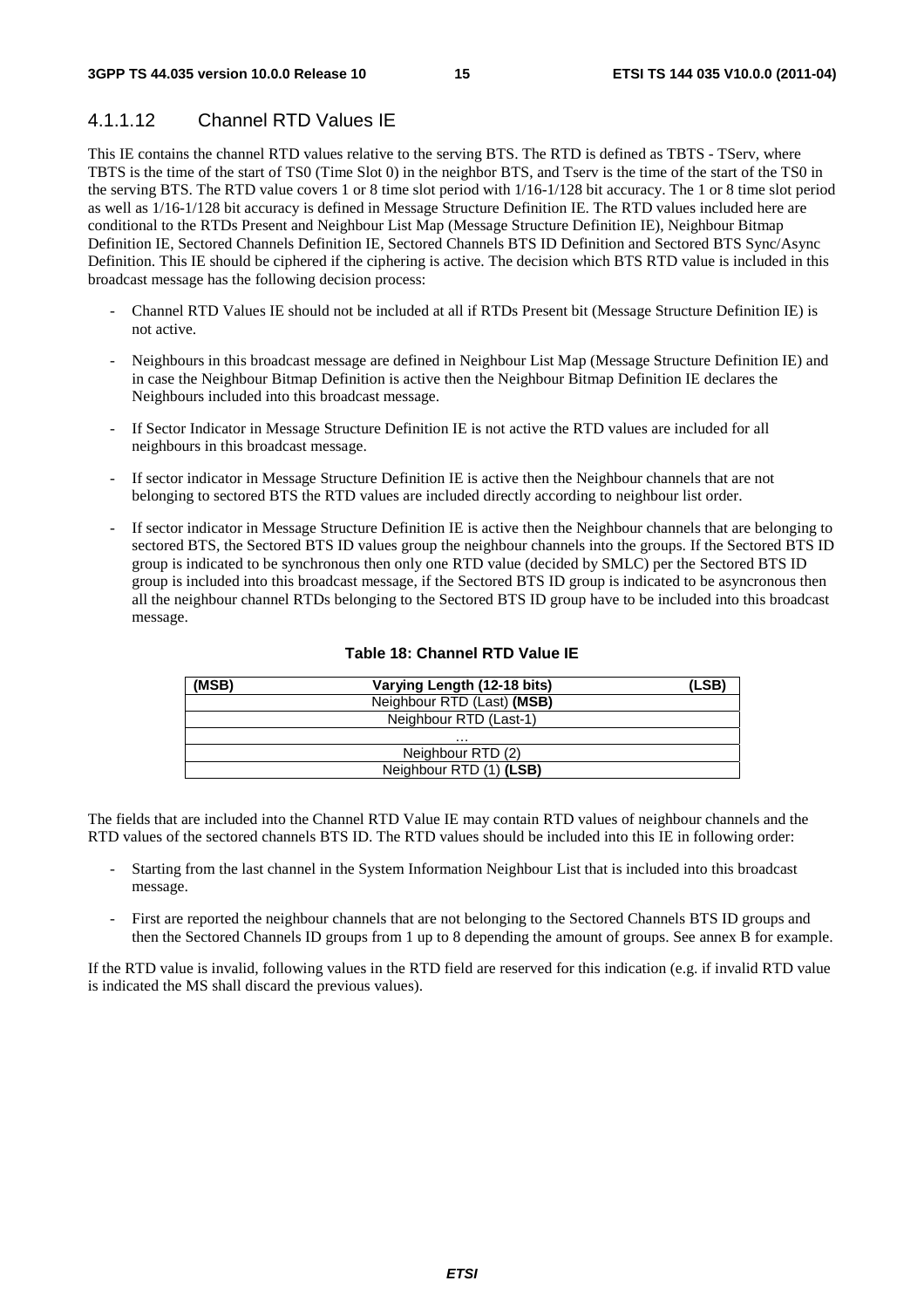#### 4.1.1.12 Channel RTD Values IE

This IE contains the channel RTD values relative to the serving BTS. The RTD is defined as TBTS - TServ, where TBTS is the time of the start of TS0 (Time Slot 0) in the neighbor BTS, and Tserv is the time of the start of the TS0 in the serving BTS. The RTD value covers 1 or 8 time slot period with 1/16-1/128 bit accuracy. The 1 or 8 time slot period as well as 1/16-1/128 bit accuracy is defined in Message Structure Definition IE. The RTD values included here are conditional to the RTDs Present and Neighbour List Map (Message Structure Definition IE), Neighbour Bitmap Definition IE, Sectored Channels Definition IE, Sectored Channels BTS ID Definition and Sectored BTS Sync/Async Definition. This IE should be ciphered if the ciphering is active. The decision which BTS RTD value is included in this broadcast message has the following decision process:

- Channel RTD Values IE should not be included at all if RTDs Present bit (Message Structure Definition IE) is not active.
- Neighbours in this broadcast message are defined in Neighbour List Map (Message Structure Definition IE) and in case the Neighbour Bitmap Definition is active then the Neighbour Bitmap Definition IE declares the Neighbours included into this broadcast message.
- If Sector Indicator in Message Structure Definition IE is not active the RTD values are included for all neighbours in this broadcast message.
- If sector indicator in Message Structure Definition IE is active then the Neighbour channels that are not belonging to sectored BTS the RTD values are included directly according to neighbour list order.
- If sector indicator in Message Structure Definition IE is active then the Neighbour channels that are belonging to sectored BTS, the Sectored BTS ID values group the neighbour channels into the groups. If the Sectored BTS ID group is indicated to be synchronous then only one RTD value (decided by SMLC) per the Sectored BTS ID group is included into this broadcast message, if the Sectored BTS ID group is indicated to be asyncronous then all the neighbour channel RTDs belonging to the Sectored BTS ID group have to be included into this broadcast message.

**Table 18: Channel RTD Value IE**

| (MSB) Varying Length (12-18 bits) (LSB) |
|---|
| Neighbour RTD (Last) **(MSB)** |
| Neighbour RTD (Last-1) |
| … |
| Neighbour RTD (2) |
| Neighbour RTD (1) **(LSB)** |

The fields that are included into the Channel RTD Value IE may contain RTD values of neighbour channels and the RTD values of the sectored channels BTS ID. The RTD values should be included into this IE in following order:

- Starting from the last channel in the System Information Neighbour List that is included into this broadcast message.
- First are reported the neighbour channels that are not belonging to the Sectored Channels BTS ID groups and then the Sectored Channels ID groups from 1 up to 8 depending the amount of groups. See annex B for example.

If the RTD value is invalid, following values in the RTD field are reserved for this indication (e.g. if invalid RTD value is indicated the MS shall discard the previous values).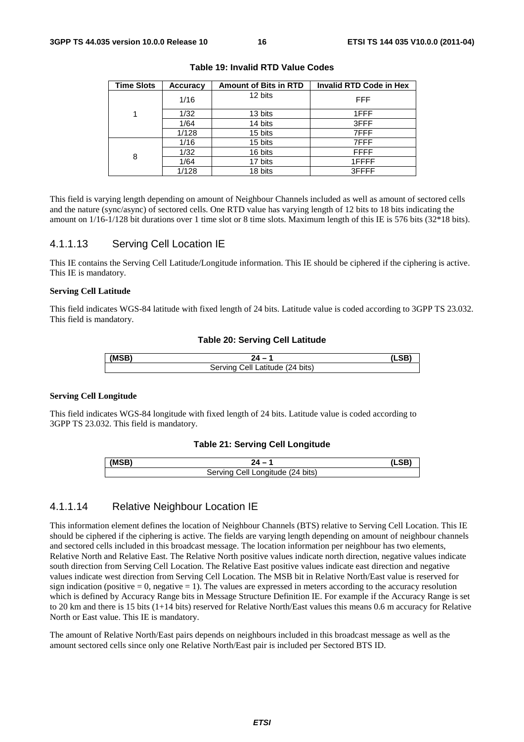**Table 19: Invalid RTD Value Codes**

| Time Slots | Accuracy | Amount of Bits in RTD | Invalid RTD Code in Hex |
|---|---|---|---|
| 1 | 1/16 | 12 bits | FFF |
| | 1/32 | 13 bits | 1FFF |
| | 1/64 | 14 bits | 3FFF |
| | 1/128 | 15 bits | 7FFF |
| 8 | 1/16 | 15 bits | 7FFF |
| | 1/32 | 16 bits | FFFF |
| | 1/64 | 17 bits | 1FFFF |
| | 1/128 | 18 bits | 3FFFF |

This field is varying length depending on amount of Neighbour Channels included as well as amount of sectored cells and the nature (sync/async) of sectored cells. One RTD value has varying length of 12 bits to 18 bits indicating the amount on 1/16-1/128 bit durations over 1 time slot or 8 time slots. Maximum length of this IE is 576 bits (32*18 bits).

### 4.1.1.13 Serving Cell Location IE

This IE contains the Serving Cell Latitude/Longitude information. This IE should be ciphered if the ciphering is active. This IE is mandatory.

**Serving Cell Latitude**

This field indicates WGS-84 latitude with fixed length of 24 bits. Latitude value is coded according to 3GPP TS 23.032. This field is mandatory.

**Table 20: Serving Cell Latitude**

| (MSB) | 24 – 1 | (LSB) |
|---|---|---|
| Serving Cell Latitude (24 bits) | | |

**Serving Cell Longitude**

This field indicates WGS-84 longitude with fixed length of 24 bits. Latitude value is coded according to 3GPP TS 23.032. This field is mandatory.

**Table 21: Serving Cell Longitude**

| (MSB) | 24 – 1 | (LSB) |
|---|---|---|
| Serving Cell Longitude (24 bits) | | |

### 4.1.1.14 Relative Neighbour Location IE

This information element defines the location of Neighbour Channels (BTS) relative to Serving Cell Location. This IE should be ciphered if the ciphering is active. The fields are varying length depending on amount of neighbour channels and sectored cells included in this broadcast message. The location information per neighbour has two elements, Relative North and Relative East. The Relative North positive values indicate north direction, negative values indicate south direction from Serving Cell Location. The Relative East positive values indicate east direction and negative values indicate west direction from Serving Cell Location. The MSB bit in Relative North/East value is reserved for sign indication (positive = 0, negative = 1). The values are expressed in meters according to the accuracy resolution which is defined by Accuracy Range bits in Message Structure Definition IE. For example if the Accuracy Range is set to 20 km and there is 15 bits (1+14 bits) reserved for Relative North/East values this means 0.6 m accuracy for Relative North or East value. This IE is mandatory.

The amount of Relative North/East pairs depends on neighbours included in this broadcast message as well as the amount sectored cells since only one Relative North/East pair is included per Sectored BTS ID.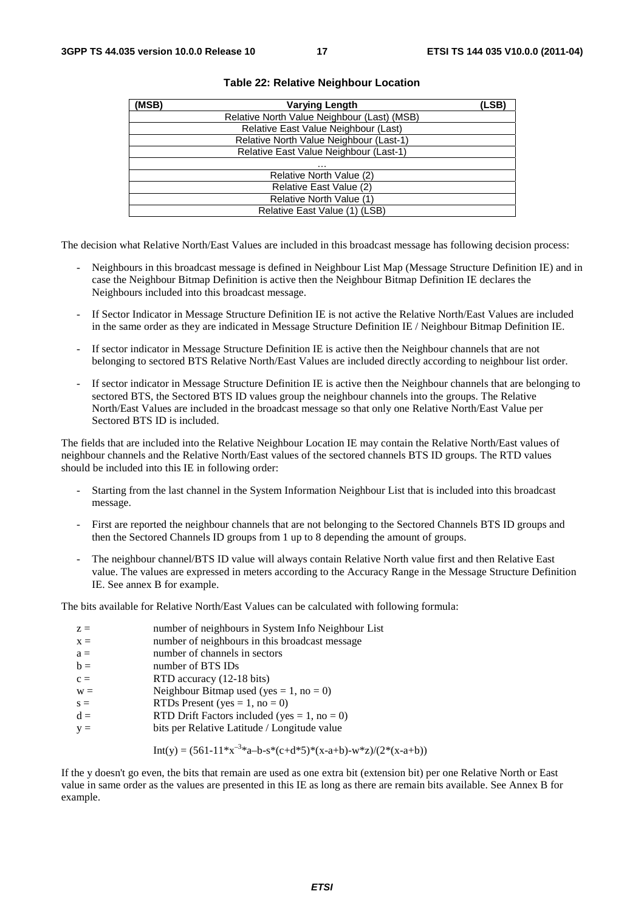**Table 22: Relative Neighbour Location**

| (MSB) | Varying Length | (LSB) |
|---|---|---|
| | Relative North Value Neighbour (Last) (MSB) | |
| | Relative East Value Neighbour (Last) | |
| | Relative North Value Neighbour (Last-1) | |
| | Relative East Value Neighbour (Last-1) | |
| | … | |
| | Relative North Value (2) | |
| | Relative East Value (2) | |
| | Relative North Value (1) | |
| | Relative East Value (1) (LSB) | |

The decision what Relative North/East Values are included in this broadcast message has following decision process:

- Neighbours in this broadcast message is defined in Neighbour List Map (Message Structure Definition IE) and in case the Neighbour Bitmap Definition is active then the Neighbour Bitmap Definition IE declares the Neighbours included into this broadcast message.
- If Sector Indicator in Message Structure Definition IE is not active the Relative North/East Values are included in the same order as they are indicated in Message Structure Definition IE / Neighbour Bitmap Definition IE.
- If sector indicator in Message Structure Definition IE is active then the Neighbour channels that are not belonging to sectored BTS Relative North/East Values are included directly according to neighbour list order.
- If sector indicator in Message Structure Definition IE is active then the Neighbour channels that are belonging to sectored BTS, the Sectored BTS ID values group the neighbour channels into the groups. The Relative North/East Values are included in the broadcast message so that only one Relative North/East Value per Sectored BTS ID is included.

The fields that are included into the Relative Neighbour Location IE may contain the Relative North/East values of neighbour channels and the Relative North/East values of the sectored channels BTS ID groups. The RTD values should be included into this IE in following order:

- Starting from the last channel in the System Information Neighbour List that is included into this broadcast message.
- First are reported the neighbour channels that are not belonging to the Sectored Channels BTS ID groups and then the Sectored Channels ID groups from 1 up to 8 depending the amount of groups.
- The neighbour channel/BTS ID value will always contain Relative North value first and then Relative East value. The values are expressed in meters according to the Accuracy Range in the Message Structure Definition IE. See annex B for example.

The bits available for Relative North/East Values can be calculated with following formula:

| | |
|---|---|
| z = | number of neighbours in System Info Neighbour List |
| x = | number of neighbours in this broadcast message |
| a = | number of channels in sectors |
| b = | number of BTS IDs |
| c = | RTD accuracy (12-18 bits) |
| w = | Neighbour Bitmap used (yes = 1, no = 0) |
| s = | RTDs Present (yes = 1, no = 0) |
| d = | RTD Drift Factors included (yes = 1, no = 0) |
| y = | bits per Relative Latitude / Longitude value |

$$\mathrm{Int}(y) = (561-11*x^{-3}*a-b-s*(c+d*5)*(x-a+b)-w*z)/(2*(x-a+b))$$

If the y doesn't go even, the bits that remain are used as one extra bit (extension bit) per one Relative North or East value in same order as the values are presented in this IE as long as there are remain bits available. See Annex B for example.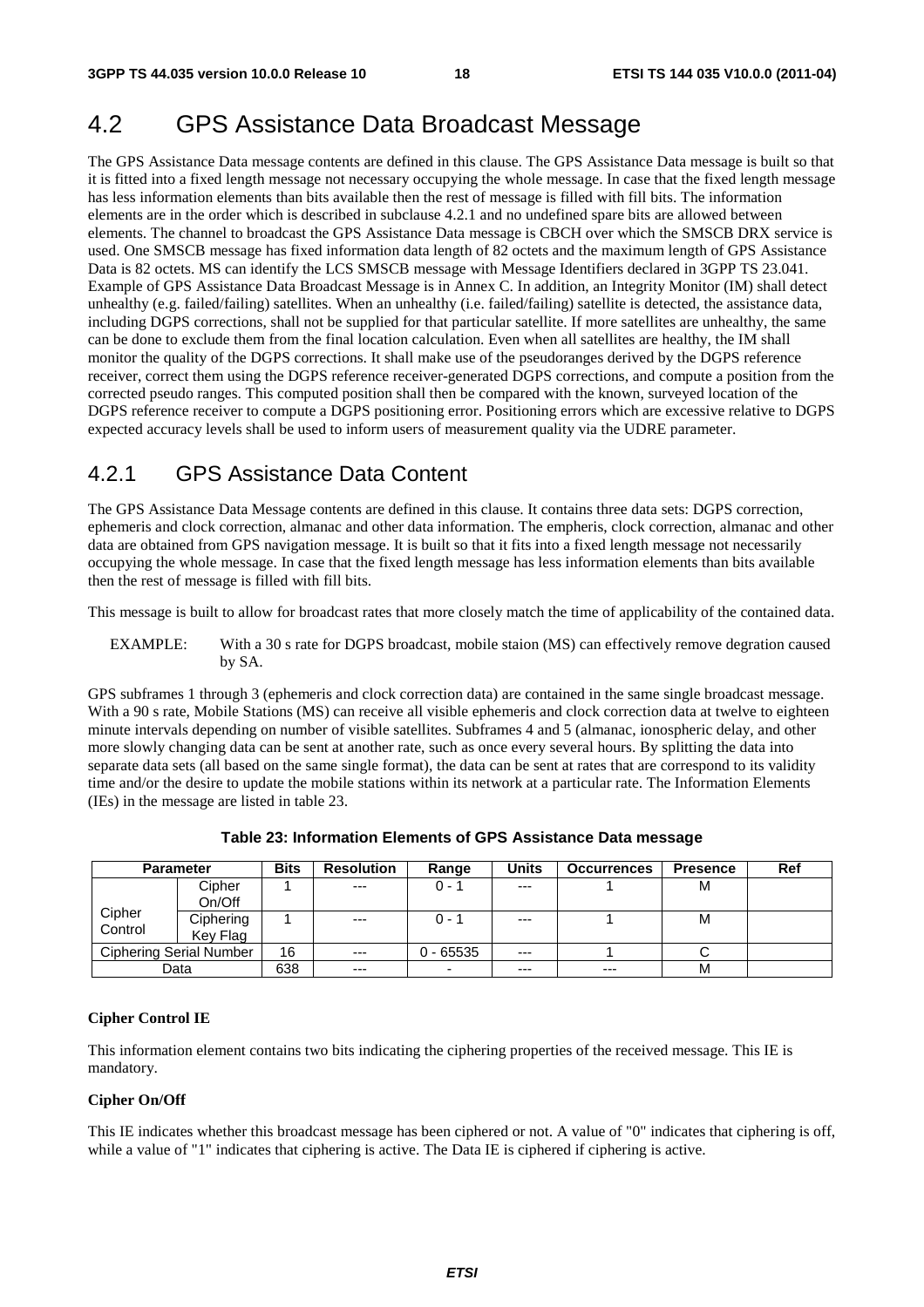# 4.2 GPS Assistance Data Broadcast Message

The GPS Assistance Data message contents are defined in this clause. The GPS Assistance Data message is built so that it is fitted into a fixed length message not necessary occupying the whole message. In case that the fixed length message has less information elements than bits available then the rest of message is filled with fill bits. The information elements are in the order which is described in subclause 4.2.1 and no undefined spare bits are allowed between elements. The channel to broadcast the GPS Assistance Data message is CBCH over which the SMSCB DRX service is used. One SMSCB message has fixed information data length of 82 octets and the maximum length of GPS Assistance Data is 82 octets. MS can identify the LCS SMSCB message with Message Identifiers declared in 3GPP TS 23.041. Example of GPS Assistance Data Broadcast Message is in Annex C. In addition, an Integrity Monitor (IM) shall detect unhealthy (e.g. failed/failing) satellites. When an unhealthy (i.e. failed/failing) satellite is detected, the assistance data, including DGPS corrections, shall not be supplied for that particular satellite. If more satellites are unhealthy, the same can be done to exclude them from the final location calculation. Even when all satellites are healthy, the IM shall monitor the quality of the DGPS corrections. It shall make use of the pseudoranges derived by the DGPS reference receiver, correct them using the DGPS reference receiver-generated DGPS corrections, and compute a position from the corrected pseudo ranges. This computed position shall then be compared with the known, surveyed location of the DGPS reference receiver to compute a DGPS positioning error. Positioning errors which are excessive relative to DGPS expected accuracy levels shall be used to inform users of measurement quality via the UDRE parameter.

## 4.2.1 GPS Assistance Data Content

The GPS Assistance Data Message contents are defined in this clause. It contains three data sets: DGPS correction, ephemeris and clock correction, almanac and other data information. The empheris, clock correction, almanac and other data are obtained from GPS navigation message. It is built so that it fits into a fixed length message not necessarily occupying the whole message. In case that the fixed length message has less information elements than bits available then the rest of message is filled with fill bits.

This message is built to allow for broadcast rates that more closely match the time of applicability of the contained data.

EXAMPLE: With a 30 s rate for DGPS broadcast, mobile staion (MS) can effectively remove degration caused by SA.

GPS subframes 1 through 3 (ephemeris and clock correction data) are contained in the same single broadcast message. With a 90 s rate, Mobile Stations (MS) can receive all visible ephemeris and clock correction data at twelve to eighteen minute intervals depending on number of visible satellites. Subframes 4 and 5 (almanac, ionospheric delay, and other more slowly changing data can be sent at another rate, such as once every several hours. By splitting the data into separate data sets (all based on the same single format), the data can be sent at rates that are correspond to its validity time and/or the desire to update the mobile stations within its network at a particular rate. The Information Elements (IEs) in the message are listed in table 23.

**Table 23: Information Elements of GPS Assistance Data message**

| Parameter | | Bits | Resolution | Range | Units | Occurrences | Presence | Ref |
|---|---|---|---|---|---|---|---|---|
| Cipher Control | Cipher On/Off | 1 | --- | 0 - 1 | --- | 1 | M | |
| | Ciphering Key Flag | 1 | --- | 0 - 1 | --- | 1 | M | |
| Ciphering Serial Number | | 16 | --- | 0 - 65535 | --- | 1 | C | |
| Data | | 638 | --- | - | --- | --- | M | |

**Cipher Control IE**

This information element contains two bits indicating the ciphering properties of the received message. This IE is mandatory.

**Cipher On/Off**

This IE indicates whether this broadcast message has been ciphered or not. A value of "0" indicates that ciphering is off, while a value of "1" indicates that ciphering is active. The Data IE is ciphered if ciphering is active.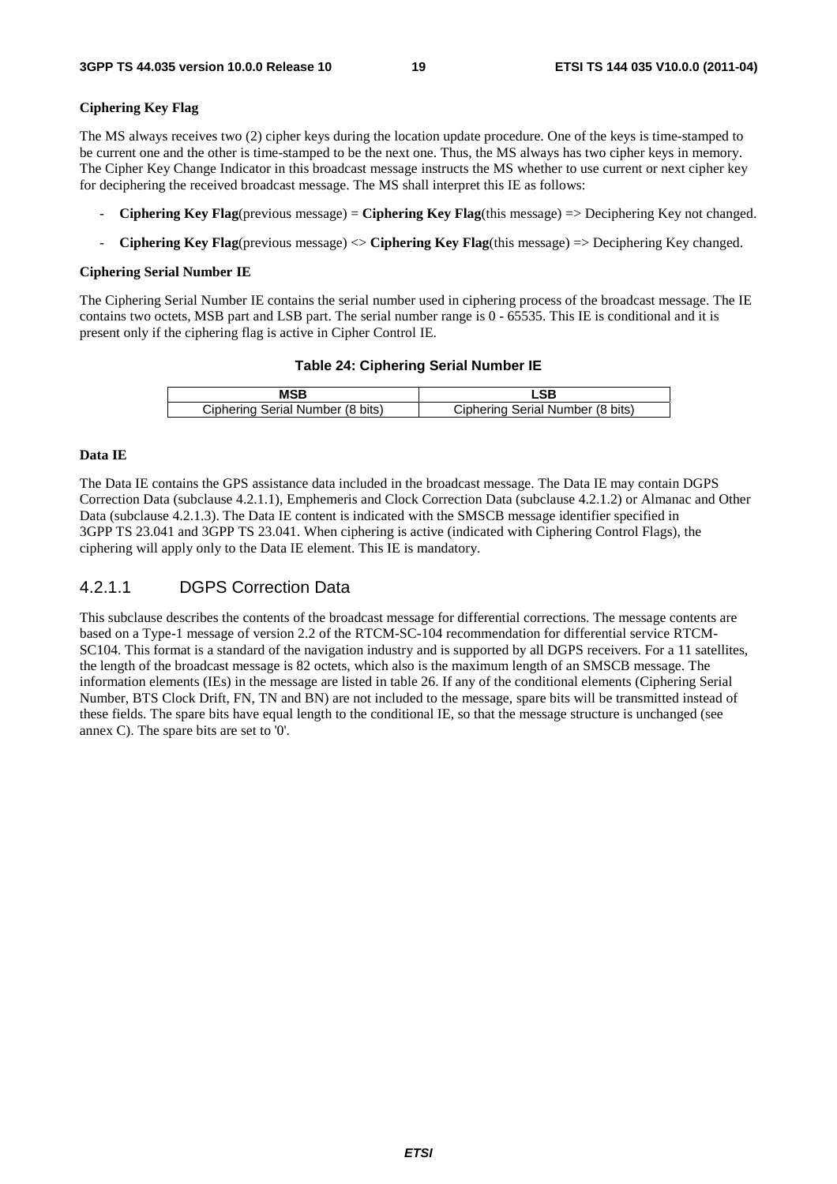**Ciphering Key Flag**

The MS always receives two (2) cipher keys during the location update procedure. One of the keys is time-stamped to be current one and the other is time-stamped to be the next one. Thus, the MS always has two cipher keys in memory. The Cipher Key Change Indicator in this broadcast message instructs the MS whether to use current or next cipher key for deciphering the received broadcast message. The MS shall interpret this IE as follows:

- **Ciphering Key Flag**(previous message) = **Ciphering Key Flag**(this message) => Deciphering Key not changed.
- **Ciphering Key Flag**(previous message) <> **Ciphering Key Flag**(this message) => Deciphering Key changed.

**Ciphering Serial Number IE**

The Ciphering Serial Number IE contains the serial number used in ciphering process of the broadcast message. The IE contains two octets, MSB part and LSB part. The serial number range is 0 - 65535. This IE is conditional and it is present only if the ciphering flag is active in Cipher Control IE.

**Table 24: Ciphering Serial Number IE**

| MSB | LSB |
|---|---|
| Ciphering Serial Number (8 bits) | Ciphering Serial Number (8 bits) |

**Data IE**

The Data IE contains the GPS assistance data included in the broadcast message. The Data IE may contain DGPS Correction Data (subclause 4.2.1.1), Emphemeris and Clock Correction Data (subclause 4.2.1.2) or Almanac and Other Data (subclause 4.2.1.3). The Data IE content is indicated with the SMSCB message identifier specified in 3GPP TS 23.041 and 3GPP TS 23.041. When ciphering is active (indicated with Ciphering Control Flags), the ciphering will apply only to the Data IE element. This IE is mandatory.

### 4.2.1.1 DGPS Correction Data

This subclause describes the contents of the broadcast message for differential corrections. The message contents are based on a Type-1 message of version 2.2 of the RTCM-SC-104 recommendation for differential service RTCM-SC104. This format is a standard of the navigation industry and is supported by all DGPS receivers. For a 11 satellites, the length of the broadcast message is 82 octets, which also is the maximum length of an SMSCB message. The information elements (IEs) in the message are listed in table 26. If any of the conditional elements (Ciphering Serial Number, BTS Clock Drift, FN, TN and BN) are not included to the message, spare bits will be transmitted instead of these fields. The spare bits have equal length to the conditional IE, so that the message structure is unchanged (see annex C). The spare bits are set to '0'.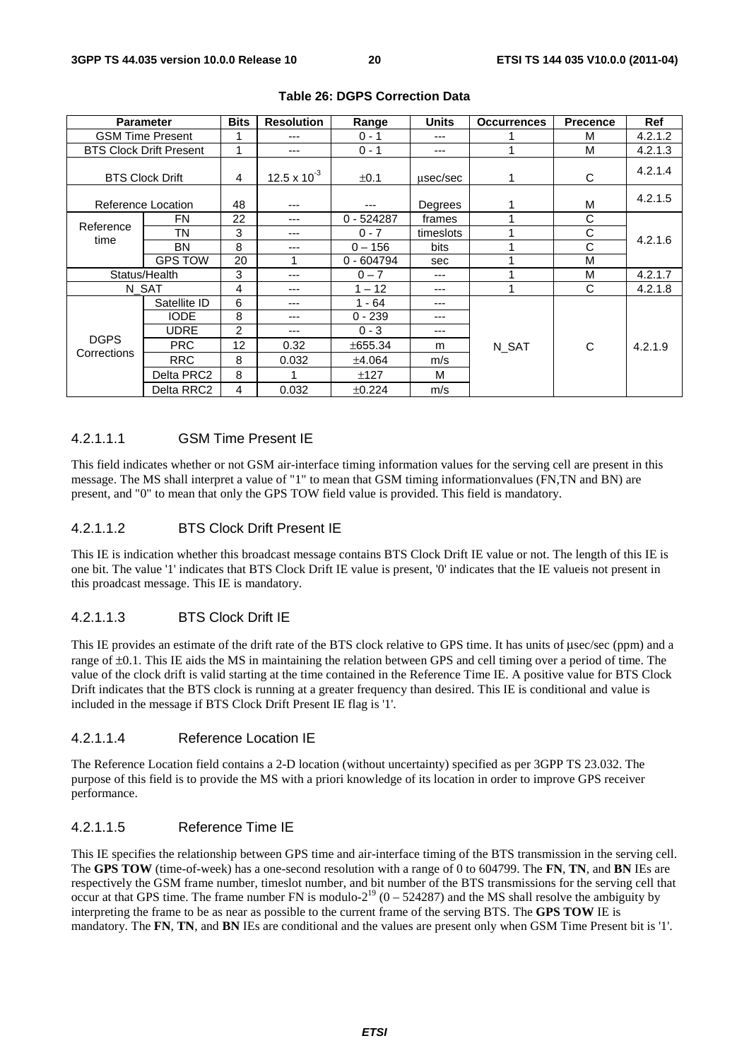**Table 26: DGPS Correction Data**

| Parameter | | Bits | Resolution | Range | Units | Occurrences | Precence | Ref |
|---|---|---|---|---|---|---|---|---|
| GSM Time Present | | 1 | --- | 0 - 1 | --- | 1 | M | 4.2.1.2 |
| BTS Clock Drift Present | | 1 | --- | 0 - 1 | --- | 1 | M | 4.2.1.3 |
| BTS Clock Drift | | 4 | $12.5 \times 10^{-3}$ | ±0.1 | µsec/sec | 1 | C | 4.2.1.4 |
| Reference Location | | 48 | --- | --- | Degrees | 1 | M | 4.2.1.5 |
| Reference time | FN | 22 | --- | 0 - 524287 | frames | 1 | C | 4.2.1.6 |
| | TN | 3 | --- | 0 - 7 | timeslots | 1 | C | |
| | BN | 8 | --- | 0 – 156 | bits | 1 | C | |
| | GPS TOW | 20 | 1 | 0 - 604794 | sec | 1 | M | |
| Status/Health | | 3 | --- | 0 – 7 | --- | 1 | M | 4.2.1.7 |
| N_SAT | | 4 | --- | 1 – 12 | --- | 1 | C | 4.2.1.8 |
| DGPS Corrections | Satellite ID | 6 | --- | 1 - 64 | --- | N_SAT | C | 4.2.1.9 |
| | IODE | 8 | --- | 0 - 239 | --- | | | |
| | UDRE | 2 | --- | 0 - 3 | --- | | | |
| | PRC | 12 | 0.32 | ±655.34 | m | | | |
| | RRC | 8 | 0.032 | ±4.064 | m/s | | | |
| | Delta PRC2 | 8 | 1 | ±127 | M | | | |
| | Delta RRC2 | 4 | 0.032 | ±0.224 | m/s | | | |

#### 4.2.1.1.1 GSM Time Present IE

This field indicates whether or not GSM air-interface timing information values for the serving cell are present in this message. The MS shall interpret a value of "1" to mean that GSM timing informationvalues (FN,TN and BN) are present, and "0" to mean that only the GPS TOW field value is provided. This field is mandatory.

#### 4.2.1.1.2 BTS Clock Drift Present IE

This IE is indication whether this broadcast message contains BTS Clock Drift IE value or not. The length of this IE is one bit. The value '1' indicates that BTS Clock Drift IE value is present, '0' indicates that the IE valueis not present in this proadcast message. This IE is mandatory.

#### 4.2.1.1.3 BTS Clock Drift IE

This IE provides an estimate of the drift rate of the BTS clock relative to GPS time. It has units of µsec/sec (ppm) and a range of ±0.1. This IE aids the MS in maintaining the relation between GPS and cell timing over a period of time. The value of the clock drift is valid starting at the time contained in the Reference Time IE. A positive value for BTS Clock Drift indicates that the BTS clock is running at a greater frequency than desired. This IE is conditional and value is included in the message if BTS Clock Drift Present IE flag is '1'.

#### 4.2.1.1.4 Reference Location IE

The Reference Location field contains a 2-D location (without uncertainty) specified as per 3GPP TS 23.032. The purpose of this field is to provide the MS with a priori knowledge of its location in order to improve GPS receiver performance.

#### 4.2.1.1.5 Reference Time IE

This IE specifies the relationship between GPS time and air-interface timing of the BTS transmission in the serving cell. The **GPS TOW** (time-of-week) has a one-second resolution with a range of 0 to 604799. The **FN**, **TN**, and **BN** IEs are respectively the GSM frame number, timeslot number, and bit number of the BTS transmissions for the serving cell that occur at that GPS time. The frame number FN is modulo-$2^{19}$ (0 – 524287) and the MS shall resolve the ambiguity by interpreting the frame to be as near as possible to the current frame of the serving BTS. The **GPS TOW** IE is mandatory. The **FN**, **TN**, and **BN** IEs are conditional and the values are present only when GSM Time Present bit is '1'.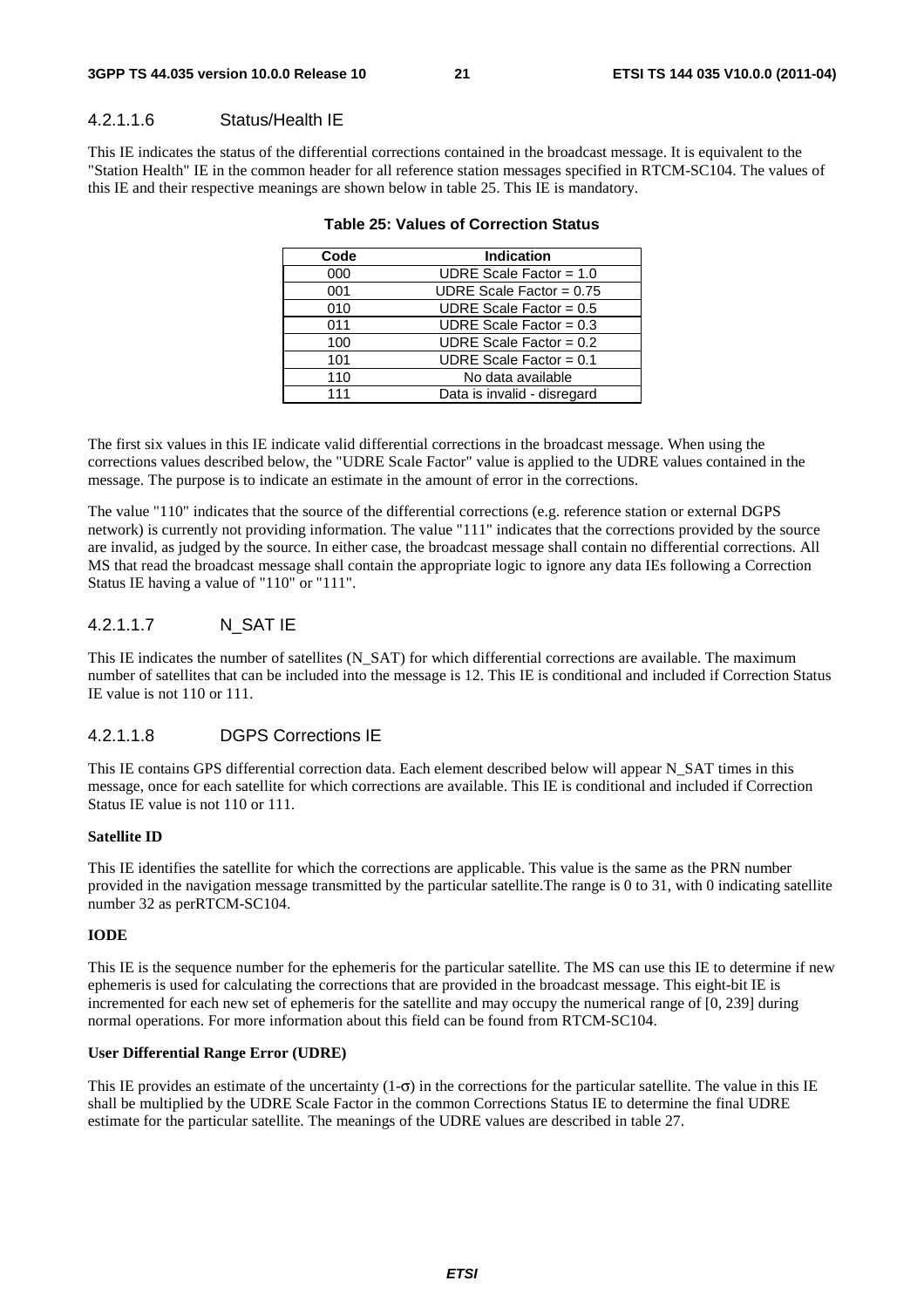#### 4.2.1.1.6 Status/Health IE

This IE indicates the status of the differential corrections contained in the broadcast message. It is equivalent to the "Station Health" IE in the common header for all reference station messages specified in RTCM-SC104. The values of this IE and their respective meanings are shown below in table 25. This IE is mandatory.

**Table 25: Values of Correction Status**

| Code | Indication |
|---|---|
| 000 | UDRE Scale Factor = 1.0 |
| 001 | UDRE Scale Factor = 0.75 |
| 010 | UDRE Scale Factor = 0.5 |
| 011 | UDRE Scale Factor = 0.3 |
| 100 | UDRE Scale Factor = 0.2 |
| 101 | UDRE Scale Factor = 0.1 |
| 110 | No data available |
| 111 | Data is invalid - disregard |

The first six values in this IE indicate valid differential corrections in the broadcast message. When using the corrections values described below, the "UDRE Scale Factor" value is applied to the UDRE values contained in the message. The purpose is to indicate an estimate in the amount of error in the corrections.

The value "110" indicates that the source of the differential corrections (e.g. reference station or external DGPS network) is currently not providing information. The value "111" indicates that the corrections provided by the source are invalid, as judged by the source. In either case, the broadcast message shall contain no differential corrections. All MS that read the broadcast message shall contain the appropriate logic to ignore any data IEs following a Correction Status IE having a value of "110" or "111".

#### 4.2.1.1.7 N_SAT IE

This IE indicates the number of satellites (N_SAT) for which differential corrections are available. The maximum number of satellites that can be included into the message is 12. This IE is conditional and included if Correction Status IE value is not 110 or 111.

#### 4.2.1.1.8 DGPS Corrections IE

This IE contains GPS differential correction data. Each element described below will appear N_SAT times in this message, once for each satellite for which corrections are available. This IE is conditional and included if Correction Status IE value is not 110 or 111.

**Satellite ID**

This IE identifies the satellite for which the corrections are applicable. This value is the same as the PRN number provided in the navigation message transmitted by the particular satellite.The range is 0 to 31, with 0 indicating satellite number 32 as perRTCM-SC104.

**IODE**

This IE is the sequence number for the ephemeris for the particular satellite. The MS can use this IE to determine if new ephemeris is used for calculating the corrections that are provided in the broadcast message. This eight-bit IE is incremented for each new set of ephemeris for the satellite and may occupy the numerical range of [0, 239] during normal operations. For more information about this field can be found from RTCM-SC104.

**User Differential Range Error (UDRE)**

This IE provides an estimate of the uncertainty (1-$\sigma$) in the corrections for the particular satellite. The value in this IE shall be multiplied by the UDRE Scale Factor in the common Corrections Status IE to determine the final UDRE estimate for the particular satellite. The meanings of the UDRE values are described in table 27.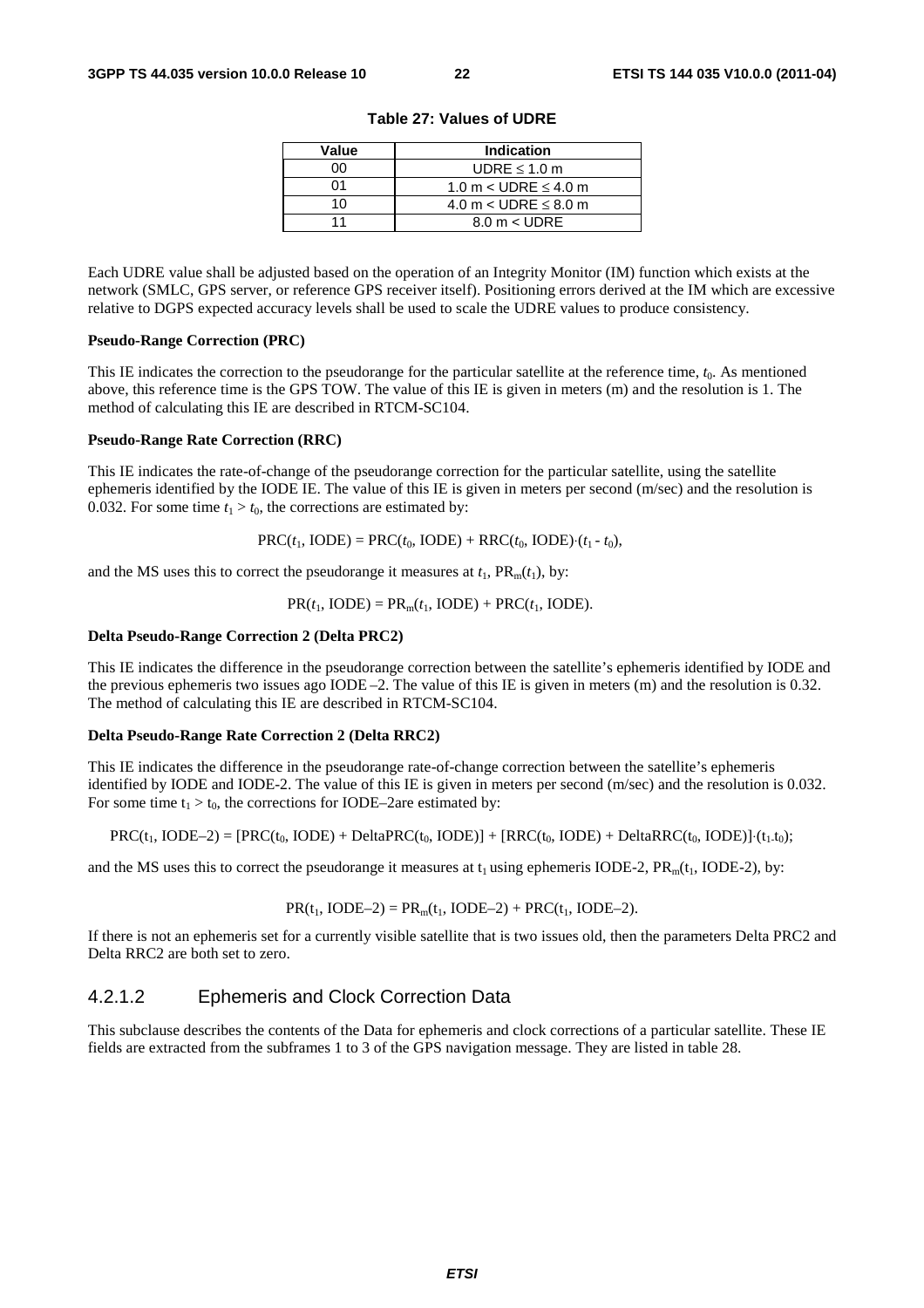**Table 27: Values of UDRE**

| Value | Indication |
|---|---|
| 00 | UDRE ≤ 1.0 m |
| 01 | 1.0 m < UDRE ≤ 4.0 m |
| 10 | 4.0 m < UDRE ≤ 8.0 m |
| 11 | 8.0 m < UDRE |

Each UDRE value shall be adjusted based on the operation of an Integrity Monitor (IM) function which exists at the network (SMLC, GPS server, or reference GPS receiver itself). Positioning errors derived at the IM which are excessive relative to DGPS expected accuracy levels shall be used to scale the UDRE values to produce consistency.

**Pseudo-Range Correction (PRC)**

This IE indicates the correction to the pseudorange for the particular satellite at the reference time, $t_0$. As mentioned above, this reference time is the GPS TOW. The value of this IE is given in meters (m) and the resolution is 1. The method of calculating this IE are described in RTCM-SC104.

**Pseudo-Range Rate Correction (RRC)**

This IE indicates the rate-of-change of the pseudorange correction for the particular satellite, using the satellite ephemeris identified by the IODE IE. The value of this IE is given in meters per second (m/sec) and the resolution is 0.032. For some time $t_1 > t_0$, the corrections are estimated by:

$$\mathrm{PRC}(t_1, \mathrm{IODE}) = \mathrm{PRC}(t_0, \mathrm{IODE}) + \mathrm{RRC}(t_0, \mathrm{IODE})\cdot(t_1 - t_0),$$

and the MS uses this to correct the pseudorange it measures at $t_1$, $\mathrm{PR}_m(t_1)$, by:

$$\mathrm{PR}(t_1, \mathrm{IODE}) = \mathrm{PR}_m(t_1, \mathrm{IODE}) + \mathrm{PRC}(t_1, \mathrm{IODE}).$$

**Delta Pseudo-Range Correction 2 (Delta PRC2)**

This IE indicates the difference in the pseudorange correction between the satellite's ephemeris identified by IODE and the previous ephemeris two issues ago IODE –2. The value of this IE is given in meters (m) and the resolution is 0.32. The method of calculating this IE are described in RTCM-SC104.

**Delta Pseudo-Range Rate Correction 2 (Delta RRC2)**

This IE indicates the difference in the pseudorange rate-of-change correction between the satellite's ephemeris identified by IODE and IODE-2. The value of this IE is given in meters per second (m/sec) and the resolution is 0.032. For some time $t_1 > t_0$, the corrections for IODE–2are estimated by:

$$\mathrm{PRC}(t_1, \mathrm{IODE}-2) = [\mathrm{PRC}(t_0, \mathrm{IODE}) + \mathrm{DeltaPRC}(t_0, \mathrm{IODE})] + [\mathrm{RRC}(t_0, \mathrm{IODE}) + \mathrm{DeltaRRC}(t_0, \mathrm{IODE})]\cdot(t_1 - t_0);$$

and the MS uses this to correct the pseudorange it measures at $t_1$ using ephemeris IODE-2, $\mathrm{PR}_m(t_1, \mathrm{IODE}-2)$, by:

$$\mathrm{PR}(t_1, \mathrm{IODE}-2) = \mathrm{PR}_m(t_1, \mathrm{IODE}-2) + \mathrm{PRC}(t_1, \mathrm{IODE}-2).$$

If there is not an ephemeris set for a currently visible satellite that is two issues old, then the parameters Delta PRC2 and Delta RRC2 are both set to zero.

### 4.2.1.2 Ephemeris and Clock Correction Data

This subclause describes the contents of the Data for ephemeris and clock corrections of a particular satellite. These IE fields are extracted from the subframes 1 to 3 of the GPS navigation message. They are listed in table 28.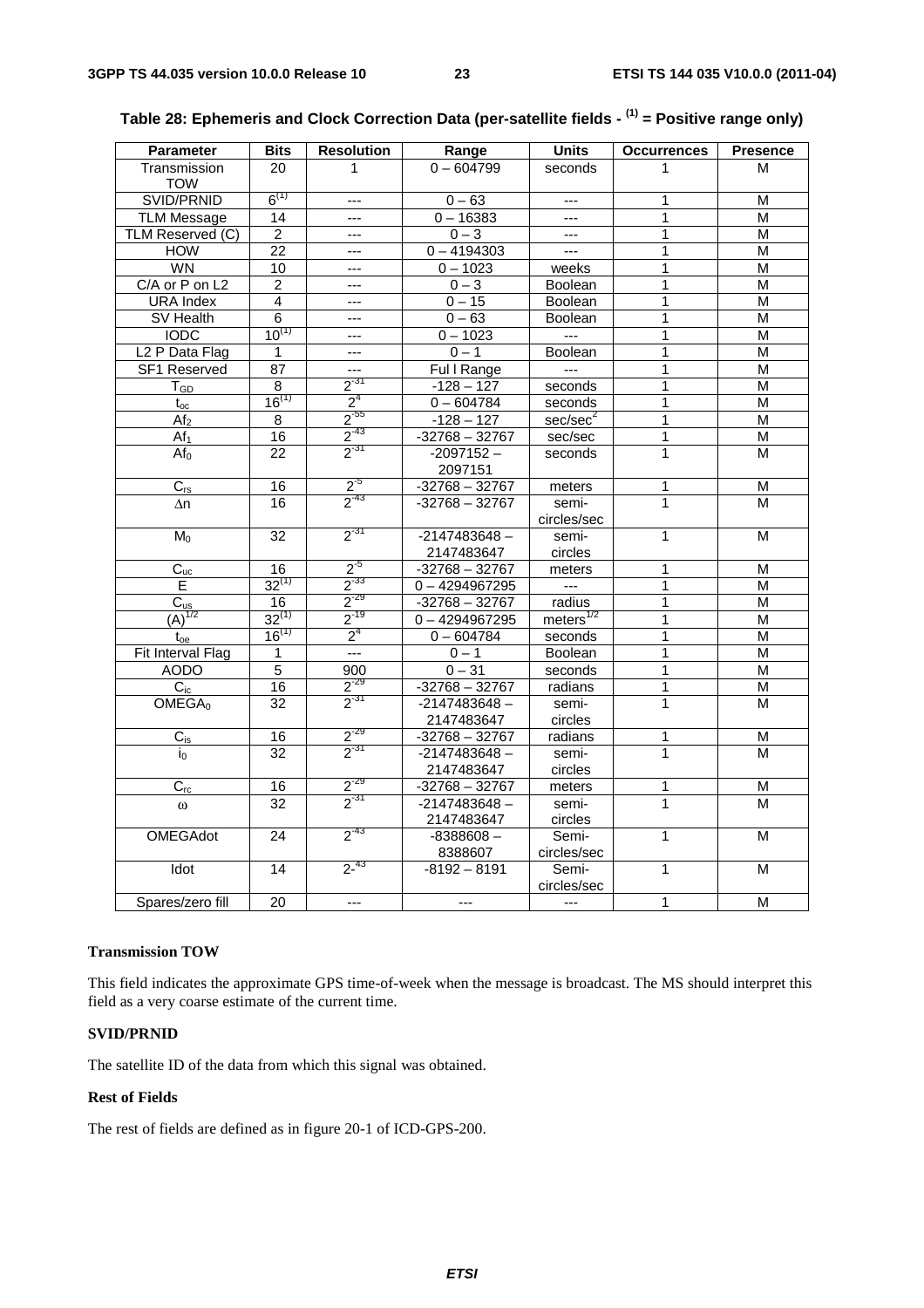**Table 28: Ephemeris and Clock Correction Data (per-satellite fields - (1) = Positive range only)**

| Parameter | Bits | Resolution | Range | Units | Occurrences | Presence |
|---|---|---|---|---|---|---|
| Transmission TOW | 20 | 1 | 0 – 604799 | seconds | 1 | M |
| SVID/PRNID | 6(1) | --- | 0 – 63 | --- | 1 | M |
| TLM Message | 14 | --- | 0 – 16383 | --- | 1 | M |
| TLM Reserved (C) | 2 | --- | 0 – 3 | --- | 1 | M |
| HOW | 22 | --- | 0 – 4194303 | --- | 1 | M |
| WN | 10 | --- | 0 – 1023 | weeks | 1 | M |
| C/A or P on L2 | 2 | --- | 0 – 3 | Boolean | 1 | M |
| URA Index | 4 | --- | 0 – 15 | Boolean | 1 | M |
| SV Health | 6 | --- | 0 – 63 | Boolean | 1 | M |
| IODC | 10(1) | --- | 0 – 1023 | --- | 1 | M |
| L2 P Data Flag | 1 | --- | 0 – 1 | Boolean | 1 | M |
| SF1 Reserved | 87 | --- | Ful l Range | --- | 1 | M |
| $T_{GD}$ | 8 | $2^{-31}$ | -128 – 127 | seconds | 1 | M |
| $t_{oc}$ | 16(1) | $2^{4}$ | 0 – 604784 | seconds | 1 | M |
| $Af_2$ | 8 | $2^{-55}$ | -128 – 127 | sec/sec$^2$ | 1 | M |
| $Af_1$ | 16 | $2^{-43}$ | -32768 – 32767 | sec/sec | 1 | M |
| $Af_0$ | 22 | $2^{-31}$ | -2097152 – 2097151 | seconds | 1 | M |
| $C_{rs}$ | 16 | $2^{-5}$ | -32768 – 32767 | meters | 1 | M |
| $\Delta n$ | 16 | $2^{-43}$ | -32768 – 32767 | semi-circles/sec | 1 | M |
| $M_0$ | 32 | $2^{-31}$ | -2147483648 – 2147483647 | semi-circles | 1 | M |
| $C_{uc}$ | 16 | $2^{-5}$ | -32768 – 32767 | meters | 1 | M |
| E | 32(1) | $2^{-33}$ | 0 – 4294967295 | --- | 1 | M |
| $C_{us}$ | 16 | $2^{-29}$ | -32768 – 32767 | radius | 1 | M |
| $(A)^{1/2}$ | 32(1) | $2^{-19}$ | 0 – 4294967295 | meters$^{1/2}$ | 1 | M |
| $t_{oe}$ | 16(1) | $2^{4}$ | 0 – 604784 | seconds | 1 | M |
| Fit Interval Flag | 1 | --- | 0 – 1 | Boolean | 1 | M |
| AODO | 5 | 900 | 0 – 31 | seconds | 1 | M |
| $C_{ic}$ | 16 | $2^{-29}$ | -32768 – 32767 | radians | 1 | M |
| $OMEGA_0$ | 32 | $2^{-31}$ | -2147483648 – 2147483647 | semi-circles | 1 | M |
| $C_{is}$ | 16 | $2^{-29}$ | -32768 – 32767 | radians | 1 | M |
| $i_0$ | 32 | $2^{-31}$ | -2147483648 – 2147483647 | semi-circles | 1 | M |
| $C_{rc}$ | 16 | $2^{-29}$ | -32768 – 32767 | meters | 1 | M |
| $\omega$ | 32 | $2^{-31}$ | -2147483648 – 2147483647 | semi-circles | 1 | M |
| OMEGAdot | 24 | $2^{-43}$ | -8388608 – 8388607 | Semi-circles/sec | 1 | M |
| Idot | 14 | $2^{-43}$ | -8192 – 8191 | Semi-circles/sec | 1 | M |
| Spares/zero fill | 20 | --- | --- | --- | 1 | M |

**Transmission TOW**

This field indicates the approximate GPS time-of-week when the message is broadcast. The MS should interpret this field as a very coarse estimate of the current time.

**SVID/PRNID**

The satellite ID of the data from which this signal was obtained.

**Rest of Fields**

The rest of fields are defined as in figure 20-1 of ICD-GPS-200.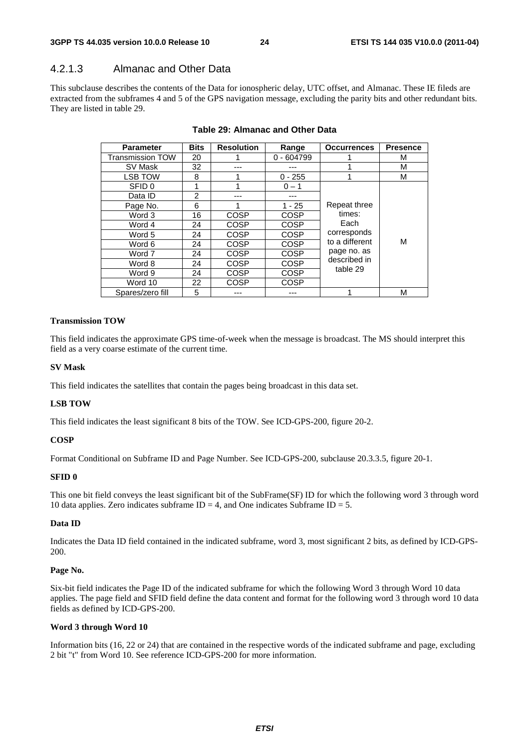### 4.2.1.3 Almanac and Other Data

This subclause describes the contents of the Data for ionospheric delay, UTC offset, and Almanac. These IE fileds are extracted from the subframes 4 and 5 of the GPS navigation message, excluding the parity bits and other redundant bits. They are listed in table 29.

**Table 29: Almanac and Other Data**

| Parameter | Bits | Resolution | Range | Occurrences | Presence |
|---|---|---|---|---|---|
| Transmission TOW | 20 | 1 | 0 - 604799 | 1 | M |
| SV Mask | 32 | --- | --- | 1 | M |
| LSB TOW | 8 | 1 | 0 - 255 | 1 | M |
| SFID 0 | 1 | 1 | 0 – 1 | Repeat three times: Each corresponds to a different page no. as described in table 29 | M |
| Data ID | 2 | --- | --- | | |
| Page No. | 6 | 1 | 1 - 25 | | |
| Word 3 | 16 | COSP | COSP | | |
| Word 4 | 24 | COSP | COSP | | |
| Word 5 | 24 | COSP | COSP | | |
| Word 6 | 24 | COSP | COSP | | |
| Word 7 | 24 | COSP | COSP | | |
| Word 8 | 24 | COSP | COSP | | |
| Word 9 | 24 | COSP | COSP | | |
| Word 10 | 22 | COSP | COSP | | |
| Spares/zero fill | 5 | --- | --- | 1 | M |

**Transmission TOW**

This field indicates the approximate GPS time-of-week when the message is broadcast. The MS should interpret this field as a very coarse estimate of the current time.

**SV Mask**

This field indicates the satellites that contain the pages being broadcast in this data set.

**LSB TOW**

This field indicates the least significant 8 bits of the TOW. See ICD-GPS-200, figure 20-2.

**COSP**

Format Conditional on Subframe ID and Page Number. See ICD-GPS-200, subclause 20.3.3.5, figure 20-1.

**SFID 0**

This one bit field conveys the least significant bit of the SubFrame(SF) ID for which the following word 3 through word 10 data applies. Zero indicates subframe ID = 4, and One indicates Subframe ID = 5.

**Data ID**

Indicates the Data ID field contained in the indicated subframe, word 3, most significant 2 bits, as defined by ICD-GPS-200.

**Page No.**

Six-bit field indicates the Page ID of the indicated subframe for which the following Word 3 through Word 10 data applies. The page field and SFID field define the data content and format for the following word 3 through word 10 data fields as defined by ICD-GPS-200.

**Word 3 through Word 10**

Information bits (16, 22 or 24) that are contained in the respective words of the indicated subframe and page, excluding 2 bit "t" from Word 10. See reference ICD-GPS-200 for more information.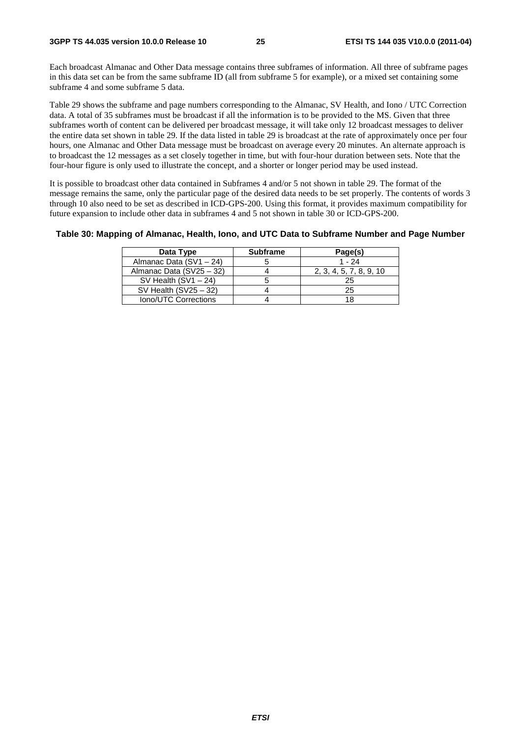Each broadcast Almanac and Other Data message contains three subframes of information. All three of subframe pages in this data set can be from the same subframe ID (all from subframe 5 for example), or a mixed set containing some subframe 4 and some subframe 5 data.

Table 29 shows the subframe and page numbers corresponding to the Almanac, SV Health, and Iono / UTC Correction data. A total of 35 subframes must be broadcast if all the information is to be provided to the MS. Given that three subframes worth of content can be delivered per broadcast message, it will take only 12 broadcast messages to deliver the entire data set shown in table 29. If the data listed in table 29 is broadcast at the rate of approximately once per four hours, one Almanac and Other Data message must be broadcast on average every 20 minutes. An alternate approach is to broadcast the 12 messages as a set closely together in time, but with four-hour duration between sets. Note that the four-hour figure is only used to illustrate the concept, and a shorter or longer period may be used instead.

It is possible to broadcast other data contained in Subframes 4 and/or 5 not shown in table 29. The format of the message remains the same, only the particular page of the desired data needs to be set properly. The contents of words 3 through 10 also need to be set as described in ICD-GPS-200. Using this format, it provides maximum compatibility for future expansion to include other data in subframes 4 and 5 not shown in table 30 or ICD-GPS-200.

**Table 30: Mapping of Almanac, Health, Iono, and UTC Data to Subframe Number and Page Number**

| Data Type | Subframe | Page(s) |
|---|---|---|
| Almanac Data (SV1 – 24) | 5 | 1 - 24 |
| Almanac Data (SV25 – 32) | 4 | 2, 3, 4, 5, 7, 8, 9, 10 |
| SV Health (SV1 – 24) | 5 | 25 |
| SV Health (SV25 – 32) | 4 | 25 |
| Iono/UTC Corrections | 4 | 18 |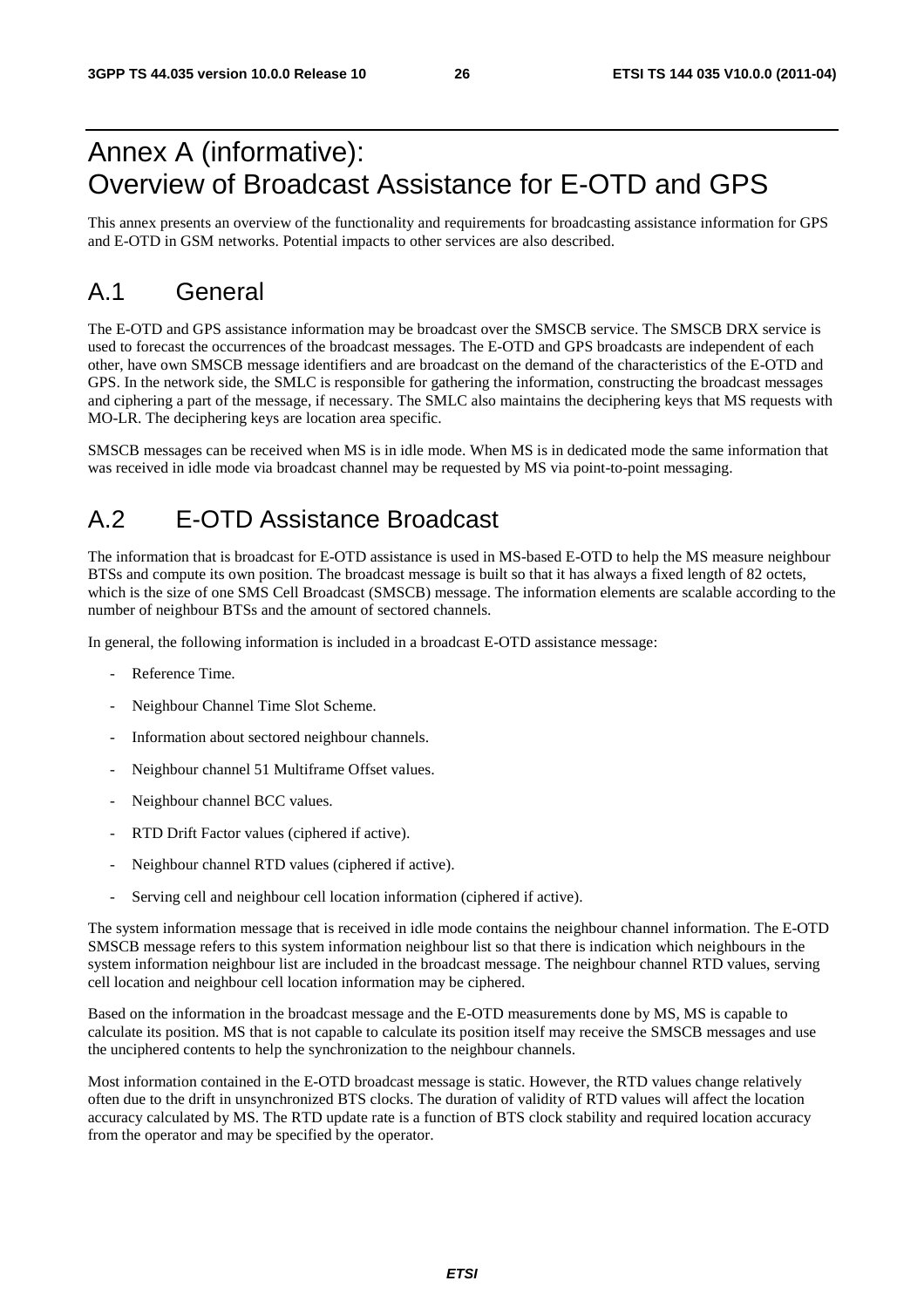# Annex A (informative): Overview of Broadcast Assistance for E-OTD and GPS

This annex presents an overview of the functionality and requirements for broadcasting assistance information for GPS and E-OTD in GSM networks. Potential impacts to other services are also described.

## A.1 General

The E-OTD and GPS assistance information may be broadcast over the SMSCB service. The SMSCB DRX service is used to forecast the occurrences of the broadcast messages. The E-OTD and GPS broadcasts are independent of each other, have own SMSCB message identifiers and are broadcast on the demand of the characteristics of the E-OTD and GPS. In the network side, the SMLC is responsible for gathering the information, constructing the broadcast messages and ciphering a part of the message, if necessary. The SMLC also maintains the deciphering keys that MS requests with MO-LR. The deciphering keys are location area specific.

SMSCB messages can be received when MS is in idle mode. When MS is in dedicated mode the same information that was received in idle mode via broadcast channel may be requested by MS via point-to-point messaging.

## A.2 E-OTD Assistance Broadcast

The information that is broadcast for E-OTD assistance is used in MS-based E-OTD to help the MS measure neighbour BTSs and compute its own position. The broadcast message is built so that it has always a fixed length of 82 octets, which is the size of one SMS Cell Broadcast (SMSCB) message. The information elements are scalable according to the number of neighbour BTSs and the amount of sectored channels.

In general, the following information is included in a broadcast E-OTD assistance message:

- Reference Time.
- Neighbour Channel Time Slot Scheme.
- Information about sectored neighbour channels.
- Neighbour channel 51 Multiframe Offset values.
- Neighbour channel BCC values.
- RTD Drift Factor values (ciphered if active).
- Neighbour channel RTD values (ciphered if active).
- Serving cell and neighbour cell location information (ciphered if active).

The system information message that is received in idle mode contains the neighbour channel information. The E-OTD SMSCB message refers to this system information neighbour list so that there is indication which neighbours in the system information neighbour list are included in the broadcast message. The neighbour channel RTD values, serving cell location and neighbour cell location information may be ciphered.

Based on the information in the broadcast message and the E-OTD measurements done by MS, MS is capable to calculate its position. MS that is not capable to calculate its position itself may receive the SMSCB messages and use the unciphered contents to help the synchronization to the neighbour channels.

Most information contained in the E-OTD broadcast message is static. However, the RTD values change relatively often due to the drift in unsynchronized BTS clocks. The duration of validity of RTD values will affect the location accuracy calculated by MS. The RTD update rate is a function of BTS clock stability and required location accuracy from the operator and may be specified by the operator.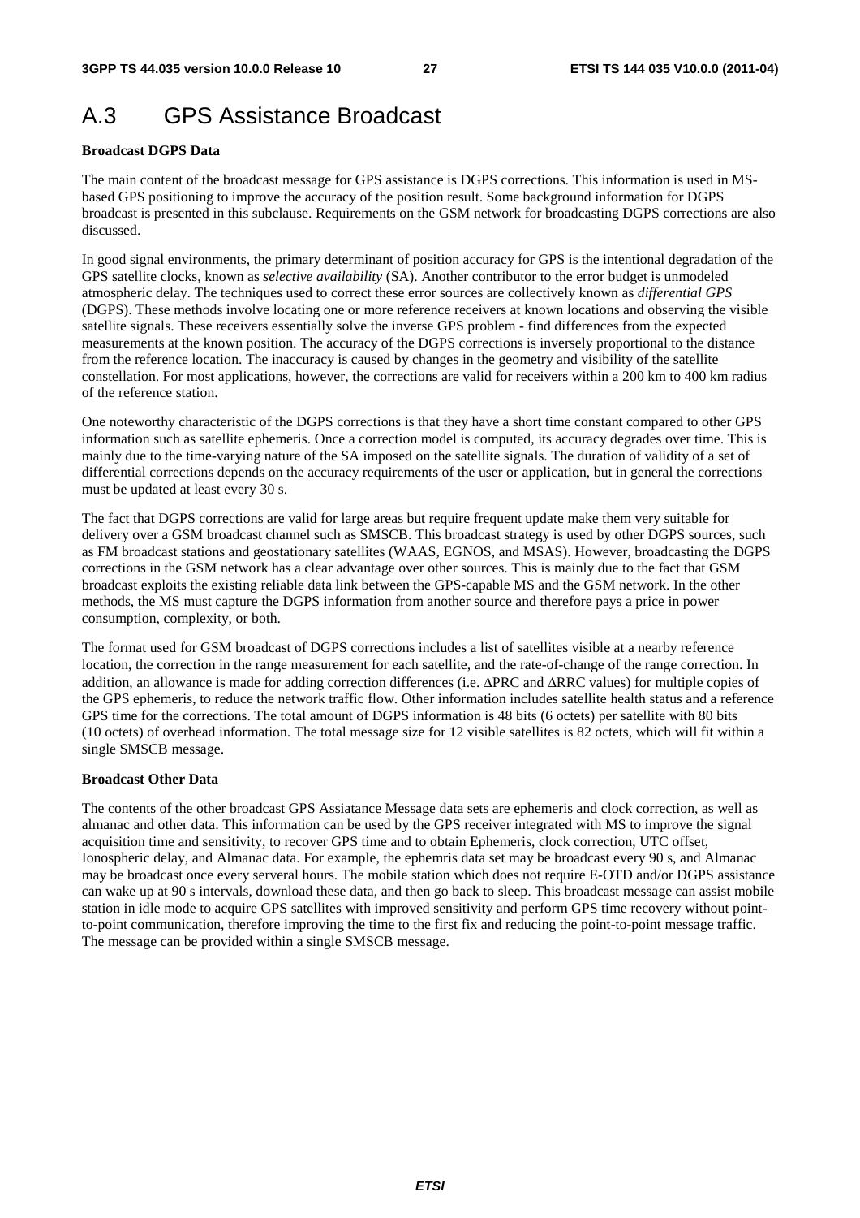# A.3 GPS Assistance Broadcast

**Broadcast DGPS Data**

The main content of the broadcast message for GPS assistance is DGPS corrections. This information is used in MS-based GPS positioning to improve the accuracy of the position result. Some background information for DGPS broadcast is presented in this subclause. Requirements on the GSM network for broadcasting DGPS corrections are also discussed.

In good signal environments, the primary determinant of position accuracy for GPS is the intentional degradation of the GPS satellite clocks, known as *selective availability* (SA). Another contributor to the error budget is unmodeled atmospheric delay. The techniques used to correct these error sources are collectively known as *differential GPS* (DGPS). These methods involve locating one or more reference receivers at known locations and observing the visible satellite signals. These receivers essentially solve the inverse GPS problem - find differences from the expected measurements at the known position. The accuracy of the DGPS corrections is inversely proportional to the distance from the reference location. The inaccuracy is caused by changes in the geometry and visibility of the satellite constellation. For most applications, however, the corrections are valid for receivers within a 200 km to 400 km radius of the reference station.

One noteworthy characteristic of the DGPS corrections is that they have a short time constant compared to other GPS information such as satellite ephemeris. Once a correction model is computed, its accuracy degrades over time. This is mainly due to the time-varying nature of the SA imposed on the satellite signals. The duration of validity of a set of differential corrections depends on the accuracy requirements of the user or application, but in general the corrections must be updated at least every 30 s.

The fact that DGPS corrections are valid for large areas but require frequent update make them very suitable for delivery over a GSM broadcast channel such as SMSCB. This broadcast strategy is used by other DGPS sources, such as FM broadcast stations and geostationary satellites (WAAS, EGNOS, and MSAS). However, broadcasting the DGPS corrections in the GSM network has a clear advantage over other sources. This is mainly due to the fact that GSM broadcast exploits the existing reliable data link between the GPS-capable MS and the GSM network. In the other methods, the MS must capture the DGPS information from another source and therefore pays a price in power consumption, complexity, or both.

The format used for GSM broadcast of DGPS corrections includes a list of satellites visible at a nearby reference location, the correction in the range measurement for each satellite, and the rate-of-change of the range correction. In addition, an allowance is made for adding correction differences (i.e. ΔPRC and ΔRRC values) for multiple copies of the GPS ephemeris, to reduce the network traffic flow. Other information includes satellite health status and a reference GPS time for the corrections. The total amount of DGPS information is 48 bits (6 octets) per satellite with 80 bits (10 octets) of overhead information. The total message size for 12 visible satellites is 82 octets, which will fit within a single SMSCB message.

**Broadcast Other Data**

The contents of the other broadcast GPS Assiatance Message data sets are ephemeris and clock correction, as well as almanac and other data. This information can be used by the GPS receiver integrated with MS to improve the signal acquisition time and sensitivity, to recover GPS time and to obtain Ephemeris, clock correction, UTC offset, Ionospheric delay, and Almanac data. For example, the ephemris data set may be broadcast every 90 s, and Almanac may be broadcast once every serveral hours. The mobile station which does not require E-OTD and/or DGPS assistance can wake up at 90 s intervals, download these data, and then go back to sleep. This broadcast message can assist mobile station in idle mode to acquire GPS satellites with improved sensitivity and perform GPS time recovery without point-to-point communication, therefore improving the time to the first fix and reducing the point-to-point message traffic. The message can be provided within a single SMSCB message.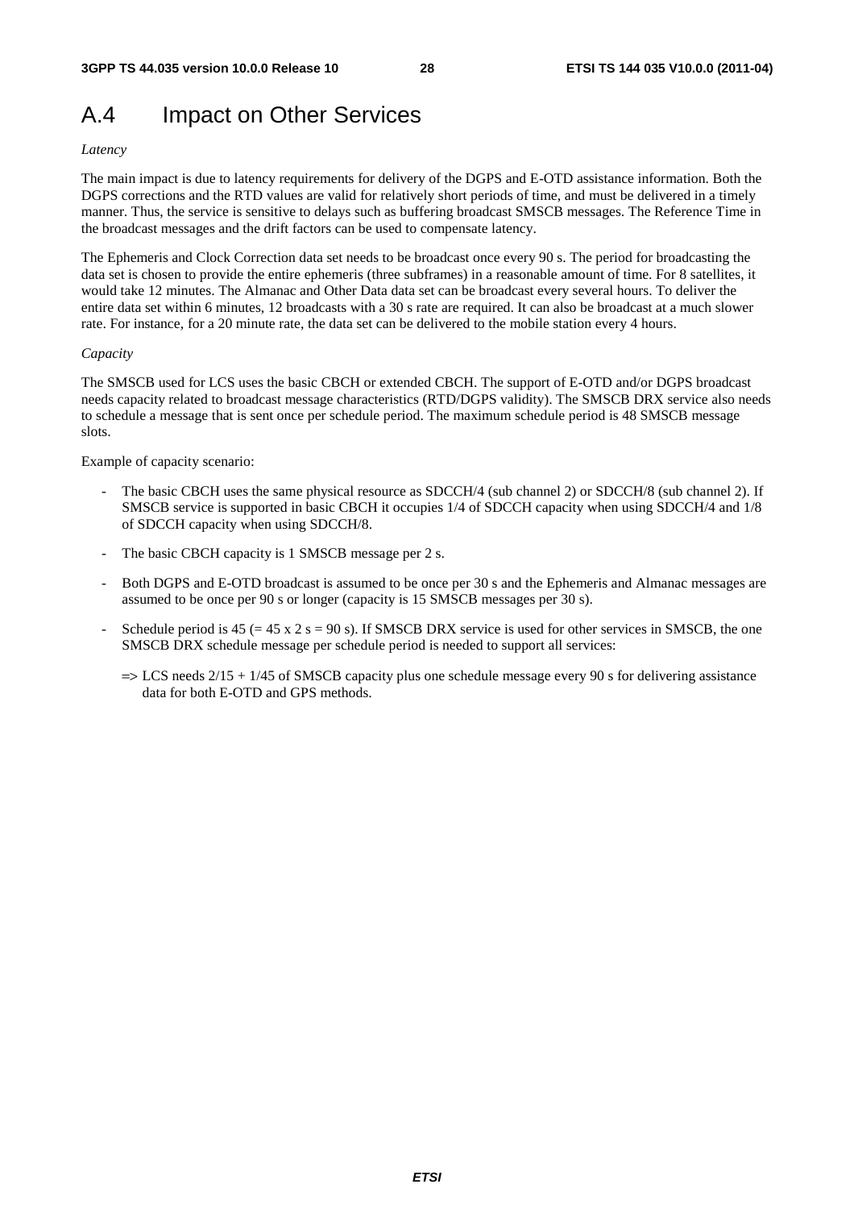# A.4 Impact on Other Services

*Latency*

The main impact is due to latency requirements for delivery of the DGPS and E-OTD assistance information. Both the DGPS corrections and the RTD values are valid for relatively short periods of time, and must be delivered in a timely manner. Thus, the service is sensitive to delays such as buffering broadcast SMSCB messages. The Reference Time in the broadcast messages and the drift factors can be used to compensate latency.

The Ephemeris and Clock Correction data set needs to be broadcast once every 90 s. The period for broadcasting the data set is chosen to provide the entire ephemeris (three subframes) in a reasonable amount of time. For 8 satellites, it would take 12 minutes. The Almanac and Other Data data set can be broadcast every several hours. To deliver the entire data set within 6 minutes, 12 broadcasts with a 30 s rate are required. It can also be broadcast at a much slower rate. For instance, for a 20 minute rate, the data set can be delivered to the mobile station every 4 hours.

*Capacity*

The SMSCB used for LCS uses the basic CBCH or extended CBCH. The support of E-OTD and/or DGPS broadcast needs capacity related to broadcast message characteristics (RTD/DGPS validity). The SMSCB DRX service also needs to schedule a message that is sent once per schedule period. The maximum schedule period is 48 SMSCB message slots.

Example of capacity scenario:

- The basic CBCH uses the same physical resource as SDCCH/4 (sub channel 2) or SDCCH/8 (sub channel 2). If SMSCB service is supported in basic CBCH it occupies 1/4 of SDCCH capacity when using SDCCH/4 and 1/8 of SDCCH capacity when using SDCCH/8.
- The basic CBCH capacity is 1 SMSCB message per 2 s.
- Both DGPS and E-OTD broadcast is assumed to be once per 30 s and the Ephemeris and Almanac messages are assumed to be once per 90 s or longer (capacity is 15 SMSCB messages per 30 s).
- Schedule period is 45 (= 45 x 2 s = 90 s). If SMSCB DRX service is used for other services in SMSCB, the one SMSCB DRX schedule message per schedule period is needed to support all services:

  => LCS needs 2/15 + 1/45 of SMSCB capacity plus one schedule message every 90 s for delivering assistance data for both E-OTD and GPS methods.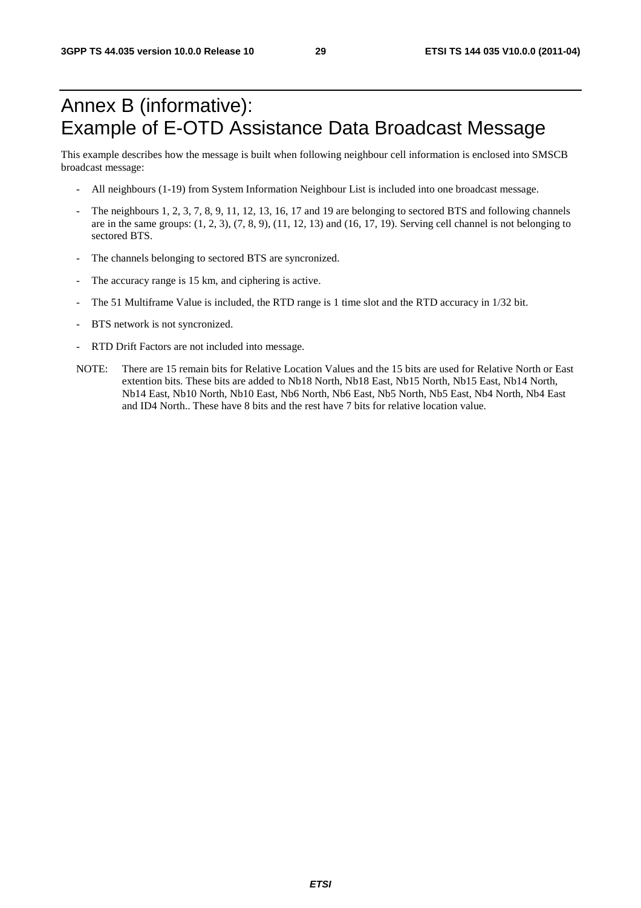# Annex B (informative): Example of E-OTD Assistance Data Broadcast Message

This example describes how the message is built when following neighbour cell information is enclosed into SMSCB broadcast message:

- All neighbours (1-19) from System Information Neighbour List is included into one broadcast message.
- The neighbours 1, 2, 3, 7, 8, 9, 11, 12, 13, 16, 17 and 19 are belonging to sectored BTS and following channels are in the same groups: (1, 2, 3), (7, 8, 9), (11, 12, 13) and (16, 17, 19). Serving cell channel is not belonging to sectored BTS.
- The channels belonging to sectored BTS are syncronized.
- The accuracy range is 15 km, and ciphering is active.
- The 51 Multiframe Value is included, the RTD range is 1 time slot and the RTD accuracy in 1/32 bit.
- BTS network is not syncronized.
- RTD Drift Factors are not included into message.

NOTE: There are 15 remain bits for Relative Location Values and the 15 bits are used for Relative North or East extention bits. These bits are added to Nb18 North, Nb18 East, Nb15 North, Nb15 East, Nb14 North, Nb14 East, Nb10 North, Nb10 East, Nb6 North, Nb6 East, Nb5 North, Nb5 East, Nb4 North, Nb4 East and ID4 North.. These have 8 bits and the rest have 7 bits for relative location value.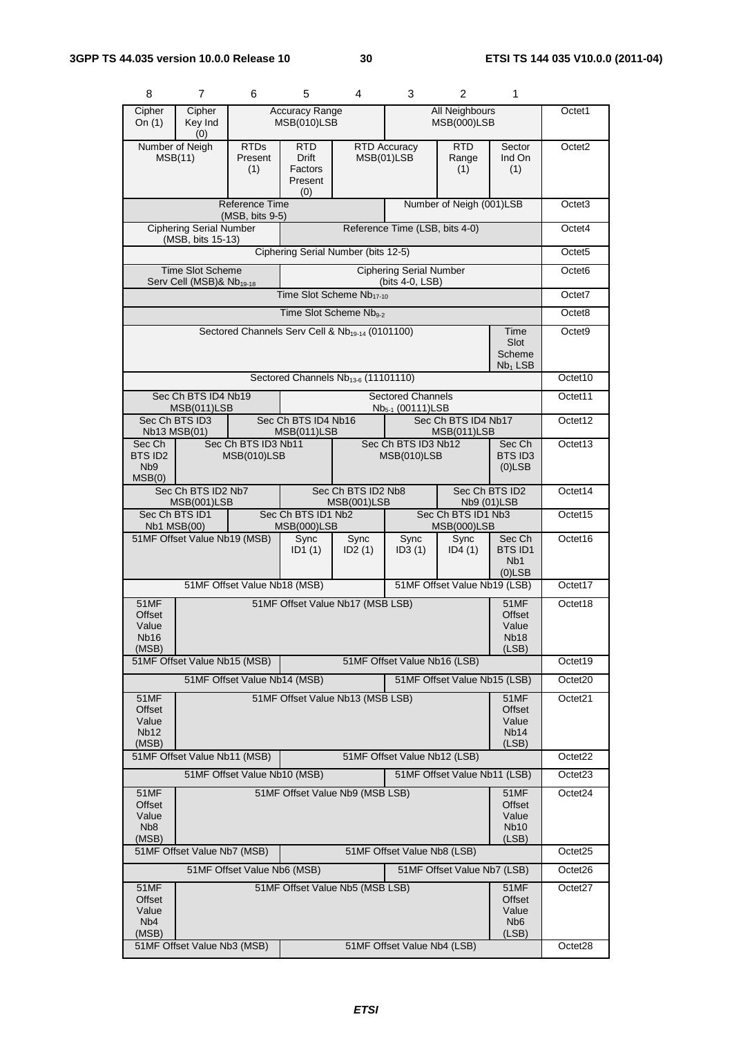| 8 | 7 | 6 | 5 | 4 | 3 | 2 | 1 | |
|---|---|---|---|---|---|---|---|---|
| Cipher On (1) | Cipher Key Ind (0) | Accuracy Range MSB(010)LSB | | | All Neighbours MSB(000)LSB | | | Octet1 |
| Number of Neigh MSB(11) | | RTDs Present (1) | RTD Drift Factors Present (0) | RTD Accuracy MSB(01)LSB | | RTD Range (1) | Sector Ind On (1) | Octet2 |
| Reference Time (MSB, bits 9-5) | | | | | Number of Neigh (001)LSB | | | Octet3 |
| Ciphering Serial Number (MSB, bits 15-13) | | | Reference Time (LSB, bits 4-0) | | | | | Octet4 |
| Ciphering Serial Number (bits 12-5) | | | | | | | | Octet5 |
| Time Slot Scheme Serv Cell (MSB)& $Nb_{19-18}$ | | | Ciphering Serial Number (bits 4-0, LSB) | | | | | Octet6 |
| Time Slot Scheme $Nb_{17-10}$ | | | | | | | | Octet7 |
| Time Slot Scheme $Nb_{9-2}$ | | | | | | | | Octet8 |
| Sectored Channels Serv Cell & $Nb_{19-14}$ (0101100) | | | | | | | Time Slot Scheme $Nb_1$ LSB | Octet9 |
| Sectored Channels $Nb_{13-6}$ (11101110) | | | | | | | | Octet10 |
| Sec Ch BTS ID4 Nb19 MSB(011)LSB | | | Sectored Channels $Nb_{5-1}$ (00111)LSB | | | | | Octet11 |
| Sec Ch BTS ID3 Nb13 MSB(01) | | Sec Ch BTS ID4 Nb16 MSB(011)LSB | | | Sec Ch BTS ID4 Nb17 MSB(011)LSB | | | Octet12 |
| Sec Ch BTS ID2 Nb9 MSB(0) | Sec Ch BTS ID3 Nb11 MSB(010)LSB | | | Sec Ch BTS ID3 Nb12 MSB(010)LSB | | | Sec Ch BTS ID3 (0)LSB | Octet13 |
| Sec Ch BTS ID2 Nb7 MSB(001)LSB | | | Sec Ch BTS ID2 Nb8 MSB(001)LSB | | | Sec Ch BTS ID2 Nb9 (01)LSB | | Octet14 |
| Sec Ch BTS ID1 Nb1 MSB(00) | | Sec Ch BTS ID1 Nb2 MSB(000)LSB | | | Sec Ch BTS ID1 Nb3 MSB(000)LSB | | | Octet15 |
| 51MF Offset Value Nb19 (MSB) | | | Sync ID1 (1) | Sync ID2 (1) | Sync ID3 (1) | Sync ID4 (1) | Sec Ch BTS ID1 Nb1 (0)LSB | Octet16 |
| 51MF Offset Value Nb18 (MSB) | | | | | 51MF Offset Value Nb19 (LSB) | | | Octet17 |
| 51MF Offset Value Nb16 (MSB) | 51MF Offset Value Nb17 (MSB LSB) | | | | | | 51MF Offset Value Nb18 (LSB) | Octet18 |
| 51MF Offset Value Nb15 (MSB) | | | 51MF Offset Value Nb16 (LSB) | | | | | Octet19 |
| 51MF Offset Value Nb14 (MSB) | | | | | 51MF Offset Value Nb15 (LSB) | | | Octet20 |
| 51MF Offset Value Nb12 (MSB) | 51MF Offset Value Nb13 (MSB LSB) | | | | | | 51MF Offset Value Nb14 (LSB) | Octet21 |
| 51MF Offset Value Nb11 (MSB) | | | 51MF Offset Value Nb12 (LSB) | | | | | Octet22 |
| 51MF Offset Value Nb10 (MSB) | | | | | 51MF Offset Value Nb11 (LSB) | | | Octet23 |
| 51MF Offset Value Nb8 (MSB) | 51MF Offset Value Nb9 (MSB LSB) | | | | | | 51MF Offset Value Nb10 (LSB) | Octet24 |
| 51MF Offset Value Nb7 (MSB) | | | 51MF Offset Value Nb8 (LSB) | | | | | Octet25 |
| 51MF Offset Value Nb6 (MSB) | | | | | 51MF Offset Value Nb7 (LSB) | | | Octet26 |
| 51MF Offset Value Nb4 (MSB) | 51MF Offset Value Nb5 (MSB LSB) | | | | | | 51MF Offset Value Nb6 (LSB) | Octet27 |
| 51MF Offset Value Nb3 (MSB) | | | 51MF Offset Value Nb4 (LSB) | | | | | Octet28 |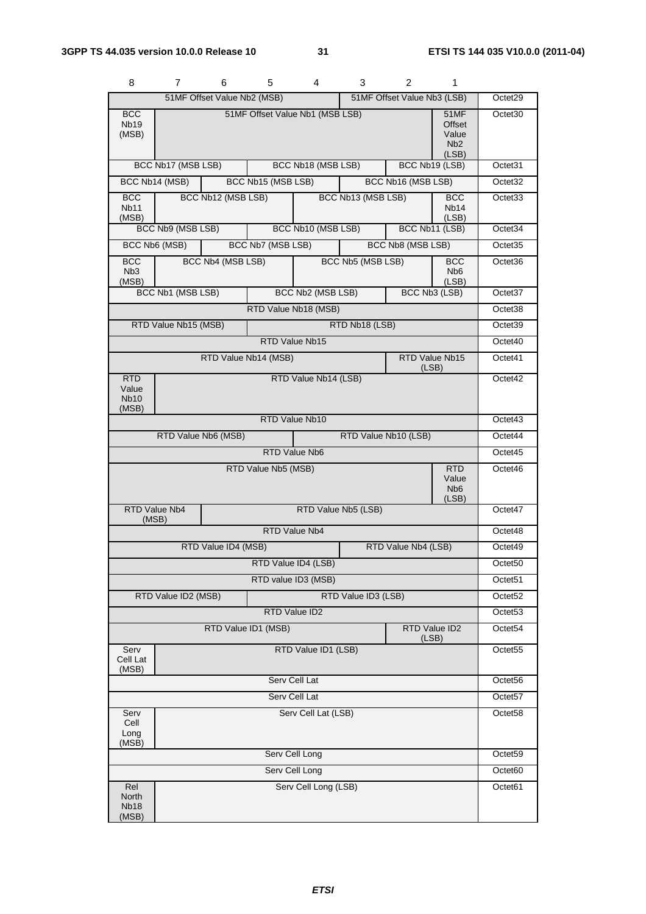| 8 | 7 | 6 | 5 | 4 | 3 | 2 | 1 | |
|---|---|---|---|---|---|---|---|---|
| 51MF Offset Value Nb2 (MSB) | | | | | 51MF Offset Value Nb3 (LSB) | | | Octet29 |
| BCC Nb19 (MSB) | 51MF Offset Value Nb1 (MSB LSB) | | | | | | 51MF Offset Value Nb2 (LSB) | Octet30 |
| BCC Nb17 (MSB LSB) | | | BCC Nb18 (MSB LSB) | | | BCC Nb19 (LSB) | | Octet31 |
| BCC Nb14 (MSB) | | BCC Nb15 (MSB LSB) | | | BCC Nb16 (MSB LSB) | | | Octet32 |
| BCC Nb11 (MSB) | BCC Nb12 (MSB LSB) | | | BCC Nb13 (MSB LSB) | | | BCC Nb14 (LSB) | Octet33 |
| BCC Nb9 (MSB LSB) | | | BCC Nb10 (MSB LSB) | | | BCC Nb11 (LSB) | | Octet34 |
| BCC Nb6 (MSB) | | BCC Nb7 (MSB LSB) | | | BCC Nb8 (MSB LSB) | | | Octet35 |
| BCC Nb3 (MSB) | BCC Nb4 (MSB LSB) | | | BCC Nb5 (MSB LSB) | | | BCC Nb6 (LSB) | Octet36 |
| BCC Nb1 (MSB LSB) | | | BCC Nb2 (MSB LSB) | | | BCC Nb3 (LSB) | | Octet37 |
| RTD Value Nb18 (MSB) | | | | | | | | Octet38 |
| RTD Value Nb15 (MSB) | | | RTD Nb18 (LSB) | | | | | Octet39 |
| RTD Value Nb15 | | | | | | | | Octet40 |
| RTD Value Nb14 (MSB) | | | | | | RTD Value Nb15 (LSB) | | Octet41 |
| RTD Value Nb10 (MSB) | RTD Value Nb14 (LSB) | | | | | | | Octet42 |
| RTD Value Nb10 | | | | | | | | Octet43 |
| RTD Value Nb6 (MSB) | | | | RTD Value Nb10 (LSB) | | | | Octet44 |
| RTD Value Nb6 | | | | | | | | Octet45 |
| RTD Value Nb5 (MSB) | | | | | | | RTD Value Nb6 (LSB) | Octet46 |
| RTD Value Nb4 (MSB) | | RTD Value Nb5 (LSB) | | | | | | Octet47 |
| RTD Value Nb4 | | | | | | | | Octet48 |
| RTD Value ID4 (MSB) | | | | | RTD Value Nb4 (LSB) | | | Octet49 |
| RTD Value ID4 (LSB) | | | | | | | | Octet50 |
| RTD value ID3 (MSB) | | | | | | | | Octet51 |
| RTD Value ID2 (MSB) | | | RTD Value ID3 (LSB) | | | | | Octet52 |
| RTD Value ID2 | | | | | | | | Octet53 |
| RTD Value ID1 (MSB) | | | | | | RTD Value ID2 (LSB) | | Octet54 |
| Serv Cell Lat (MSB) | RTD Value ID1 (LSB) | | | | | | | Octet55 |
| Serv Cell Lat | | | | | | | | Octet56 |
| Serv Cell Lat | | | | | | | | Octet57 |
| Serv Cell Long (MSB) | Serv Cell Lat (LSB) | | | | | | | Octet58 |
| Serv Cell Long | | | | | | | | Octet59 |
| Serv Cell Long | | | | | | | | Octet60 |
| Rel North Nb18 (MSB) | Serv Cell Long (LSB) | | | | | | | Octet61 |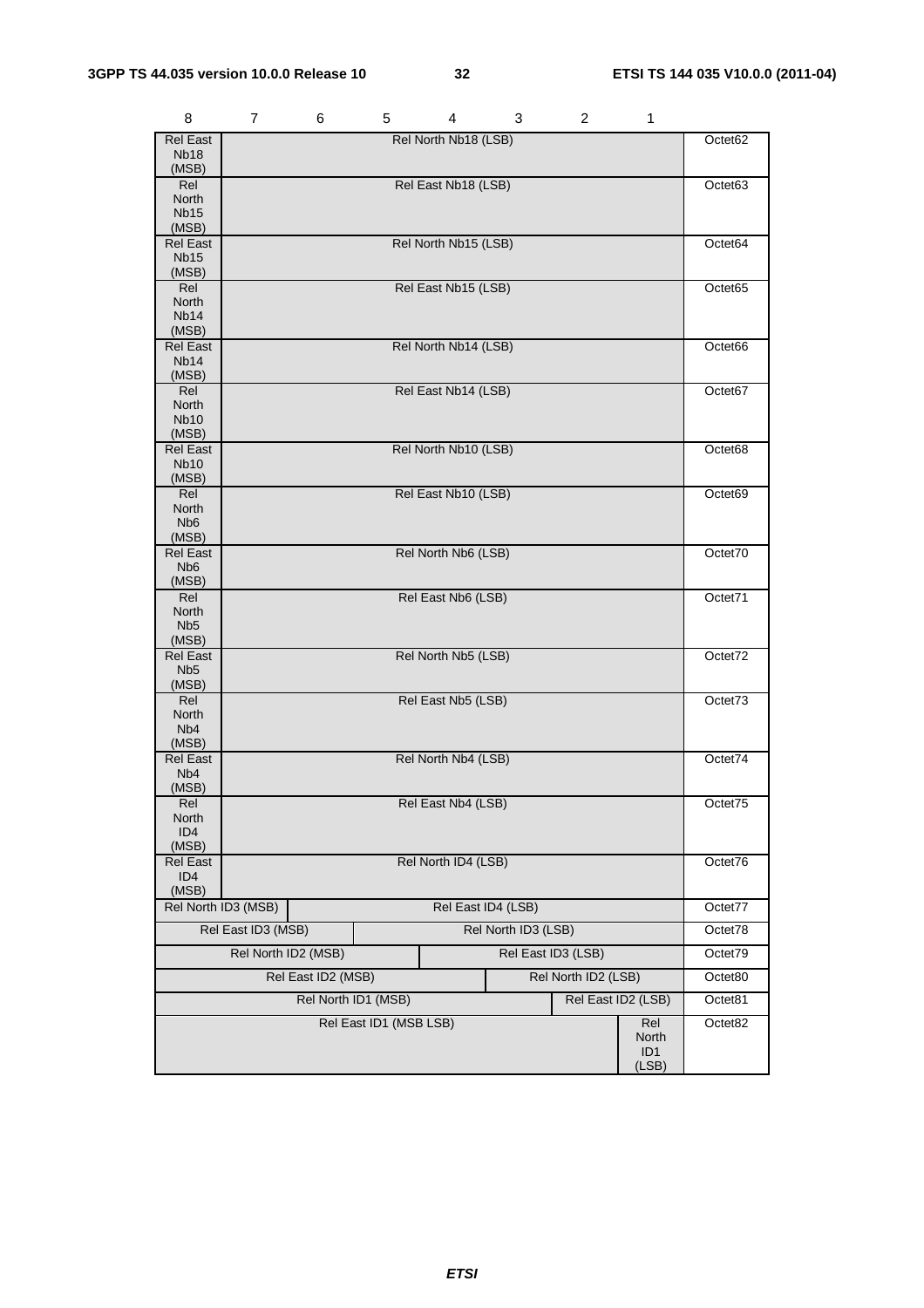| 8 | 7 | 6 | 5 | 4 | 3 | 2 | 1 | |
|---|---|---|---|---|---|---|---|---|
| Rel East Nb18 (MSB) | Rel North Nb18 (LSB) | | | | | | | Octet62 |
| Rel North Nb15 (MSB) | Rel East Nb18 (LSB) | | | | | | | Octet63 |
| Rel East Nb15 (MSB) | Rel North Nb15 (LSB) | | | | | | | Octet64 |
| Rel North Nb14 (MSB) | Rel East Nb15 (LSB) | | | | | | | Octet65 |
| Rel East Nb14 (MSB) | Rel North Nb14 (LSB) | | | | | | | Octet66 |
| Rel North Nb10 (MSB) | Rel East Nb14 (LSB) | | | | | | | Octet67 |
| Rel East Nb10 (MSB) | Rel North Nb10 (LSB) | | | | | | | Octet68 |
| Rel North Nb6 (MSB) | Rel East Nb10 (LSB) | | | | | | | Octet69 |
| Rel East Nb6 (MSB) | Rel North Nb6 (LSB) | | | | | | | Octet70 |
| Rel North Nb5 (MSB) | Rel East Nb6 (LSB) | | | | | | | Octet71 |
| Rel East Nb5 (MSB) | Rel North Nb5 (LSB) | | | | | | | Octet72 |
| Rel North Nb4 (MSB) | Rel East Nb5 (LSB) | | | | | | | Octet73 |
| Rel East Nb4 (MSB) | Rel North Nb4 (LSB) | | | | | | | Octet74 |
| Rel North ID4 (MSB) | Rel East Nb4 (LSB) | | | | | | | Octet75 |
| Rel East ID4 (MSB) | Rel North ID4 (LSB) | | | | | | | Octet76 |
| Rel North ID3 (MSB) | | Rel East ID4 (LSB) | | | | | | Octet77 |
| Rel East ID3 (MSB) | | | Rel North ID3 (LSB) | | | | | Octet78 |
| Rel North ID2 (MSB) | | | | Rel East ID3 (LSB) | | | | Octet79 |
| Rel East ID2 (MSB) | | | | | Rel North ID2 (LSB) | | | Octet80 |
| Rel North ID1 (MSB) | | | | | | Rel East ID2 (LSB) | | Octet81 |
| Rel East ID1 (MSB LSB) | | | | | | | Rel North ID1 (LSB) | Octet82 |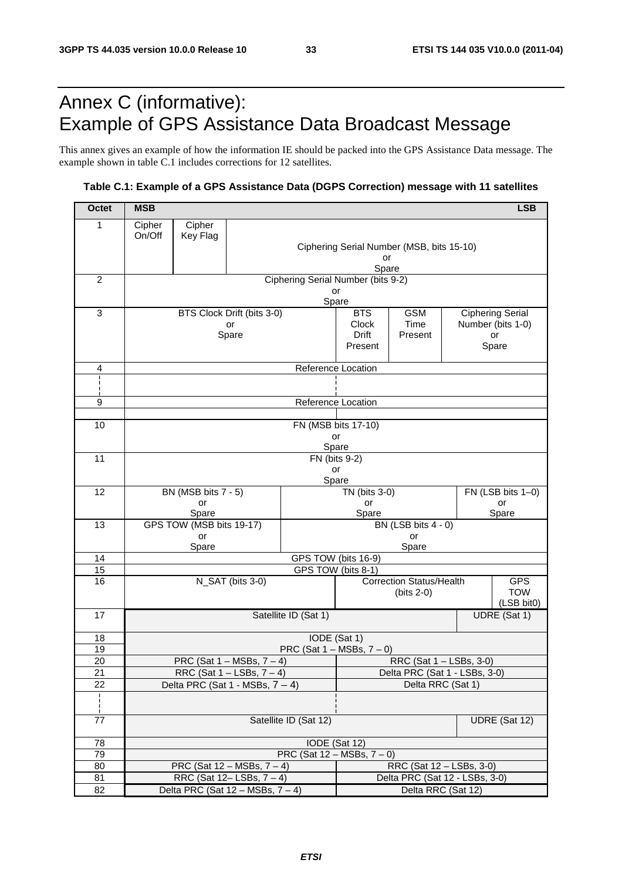# Annex C (informative): Example of GPS Assistance Data Broadcast Message

This annex gives an example of how the information IE should be packed into the GPS Assistance Data message. The example shown in table C.1 includes corrections for 12 satellites.

**Table C.1: Example of a GPS Assistance Data (DGPS Correction) message with 11 satellites**

| Octet | MSB | | | | | | | LSB |
|---|---|---|---|---|---|---|---|---|
| 1 | Cipher On/Off | Cipher Key Flag | Ciphering Serial Number (MSB, bits 15-10) or Spare | | | | | |
| 2 | Ciphering Serial Number (bits 9-2) or Spare | | | | | | | |
| 3 | BTS Clock Drift (bits 3-0) or Spare | | | | BTS Clock Drift Present | GSM Time Present | Ciphering Serial Number (bits 1-0) or Spare | |
| 4 | Reference Location | | | | | | | |
| ¦ | ¦ | | | | | | | |
| 9 | Reference Location | | | | | | | |
| 10 | FN (MSB bits 17-10) or Spare | | | | | | | |
| 11 | FN (bits 9-2) or Spare | | | | | | | |
| 12 | BN (MSB bits 7 - 5) or Spare | | | TN (bits 3-0) or Spare | | | FN (LSB bits 1–0) or Spare | |
| 13 | GPS TOW (MSB bits 19-17) or Spare | | | BN (LSB bits 4 - 0) or Spare | | | | |
| 14 | GPS TOW (bits 16-9) | | | | | | | |
| 15 | GPS TOW (bits 8-1) | | | | | | | |
| 16 | N_SAT (bits 3-0) | | | | Correction Status/Health (bits 2-0) | | | GPS TOW (LSB bit0) |
| 17 | Satellite ID (Sat 1) | | | | | | UDRE (Sat 1) | |
| 18 | IODE (Sat 1) | | | | | | | |
| 19 | PRC (Sat 1 – MSBs, 7 – 0) | | | | | | | |
| 20 | PRC (Sat 1 – MSBs, 7 – 4) | | | | RRC (Sat 1 – LSBs, 3-0) | | | |
| 21 | RRC (Sat 1 – LSBs, 7 – 4) | | | | Delta PRC (Sat 1 - LSBs, 3-0) | | | |
| 22 | Delta PRC (Sat 1 - MSBs, 7 – 4) | | | | Delta RRC (Sat 1) | | | |
| ¦ | ¦ | | | | | | | |
| 77 | Satellite ID (Sat 12) | | | | | | UDRE (Sat 12) | |
| 78 | IODE (Sat 12) | | | | | | | |
| 79 | PRC (Sat 12 – MSBs, 7 – 0) | | | | | | | |
| 80 | PRC (Sat 12 – MSBs, 7 – 4) | | | | RRC (Sat 12 – LSBs, 3-0) | | | |
| 81 | RRC (Sat 12– LSBs, 7 – 4) | | | | Delta PRC (Sat 12 - LSBs, 3-0) | | | |
| 82 | Delta PRC (Sat 12 – MSBs, 7 – 4) | | | | Delta RRC (Sat 12) | | | |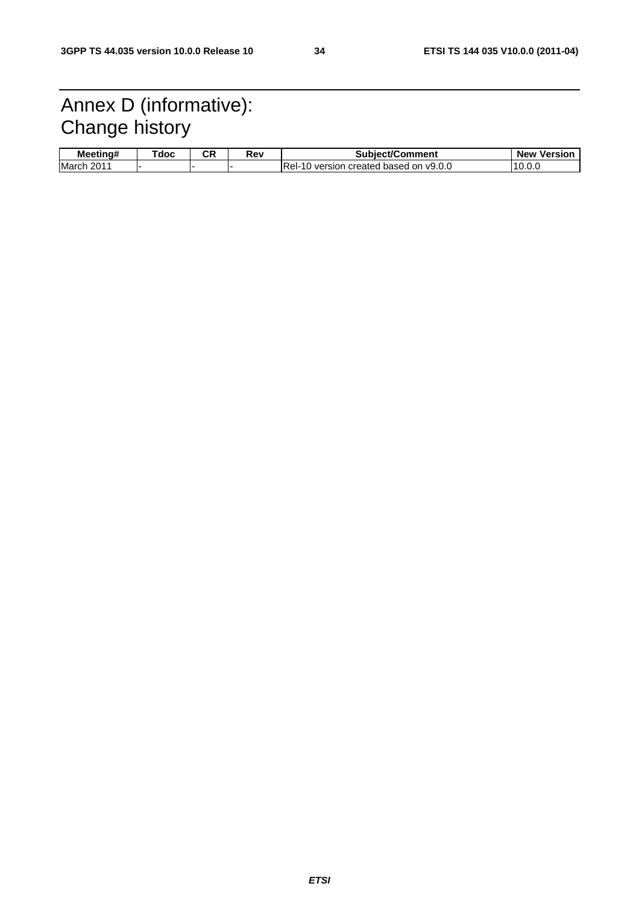# Annex D (informative): Change history

| Meeting# | Tdoc | CR | Rev | Subject/Comment | New Version |
|---|---|---|---|---|---|
| March 2011 | - | - | - | Rel-10 version created based on v9.0.0 | 10.0.0 |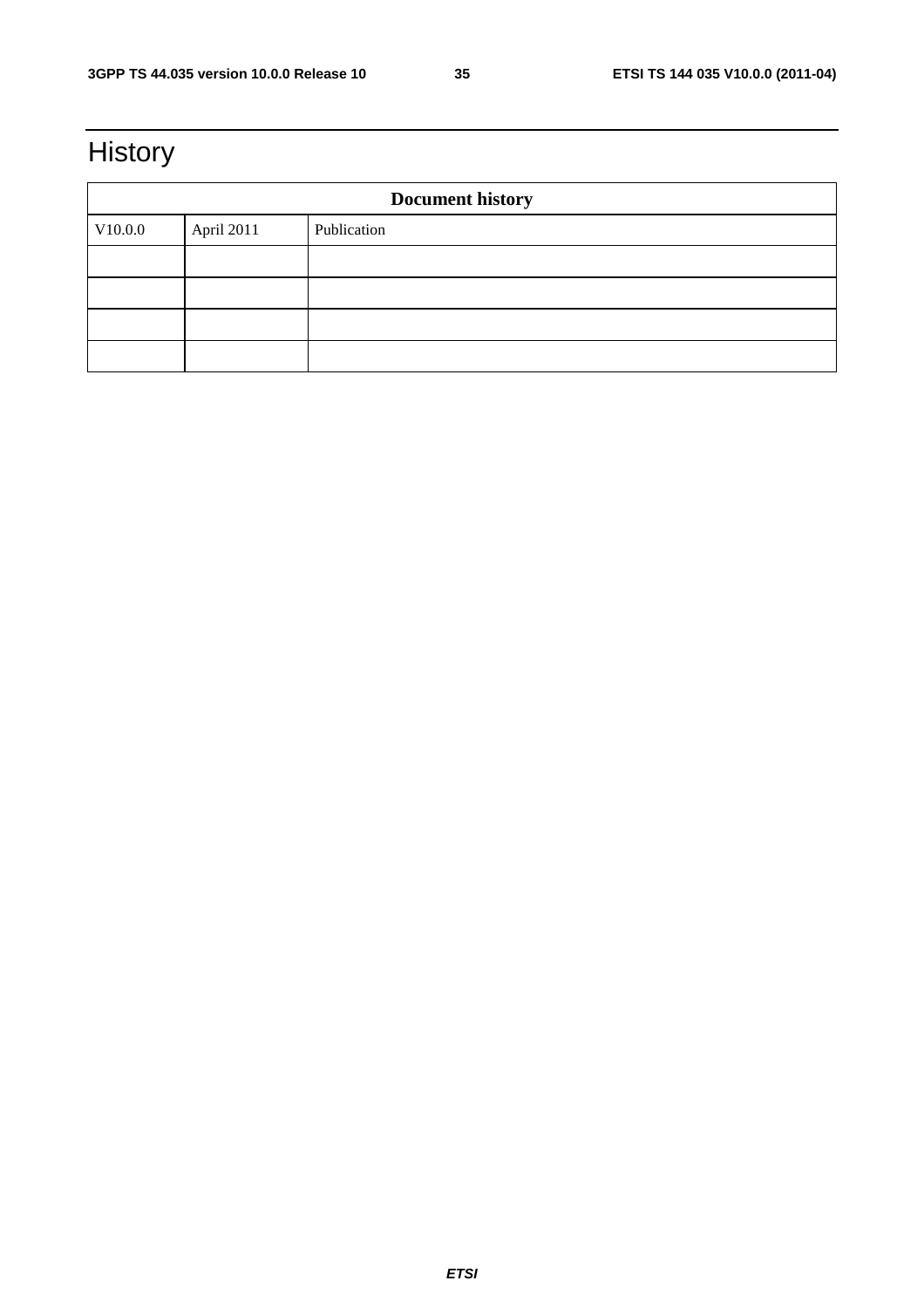# History

| Document history | | |
|---|---|---|
| V10.0.0 | April 2011 | Publication |
| | | |
| | | |
| | | |
| | | |